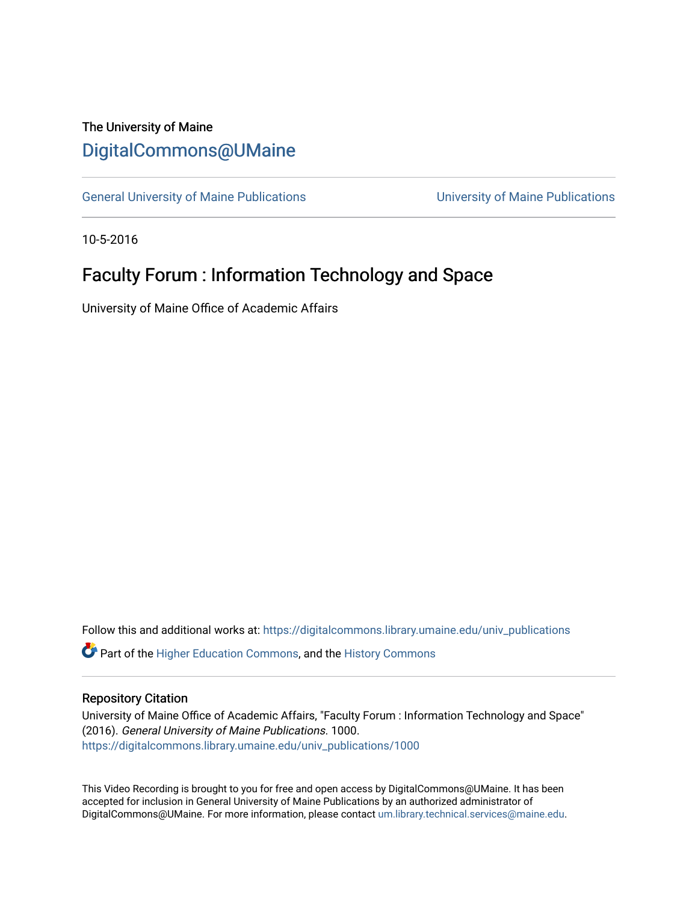The University of Maine

# DigitalCommons@UMaine

General University of Maine Publications | University of Maine Publications

10-5-2016

## Faculty Forum : Information Technology and Space

University of Maine Office of Academic Affairs

Follow this and additional works at: https://digitalcommons.library.umaine.edu/univ_publications

Part of the Higher Education Commons, and the History Commons

### Repository Citation

University of Maine Office of Academic Affairs, "Faculty Forum : Information Technology and Space" (2016). *General University of Maine Publications*. 1000.
https://digitalcommons.library.umaine.edu/univ_publications/1000

This Video Recording is brought to you for free and open access by DigitalCommons@UMaine. It has been accepted for inclusion in General University of Maine Publications by an authorized administrator of DigitalCommons@UMaine. For more information, please contact um.library.technical.services@maine.edu.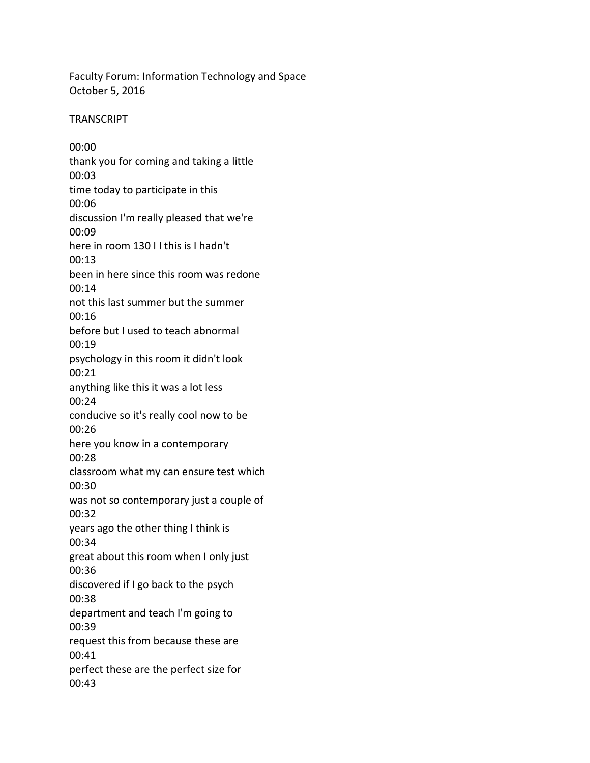Faculty Forum: Information Technology and Space
October 5, 2016

TRANSCRIPT

00:00
thank you for coming and taking a little
00:03
time today to participate in this
00:06
discussion I'm really pleased that we're
00:09
here in room 130 I I this is I hadn't
00:13
been in here since this room was redone
00:14
not this last summer but the summer
00:16
before but I used to teach abnormal
00:19
psychology in this room it didn't look
00:21
anything like this it was a lot less
00:24
conducive so it's really cool now to be
00:26
here you know in a contemporary
00:28
classroom what my can ensure test which
00:30
was not so contemporary just a couple of
00:32
years ago the other thing I think is
00:34
great about this room when I only just
00:36
discovered if I go back to the psych
00:38
department and teach I'm going to
00:39
request this from because these are
00:41
perfect these are the perfect size for
00:43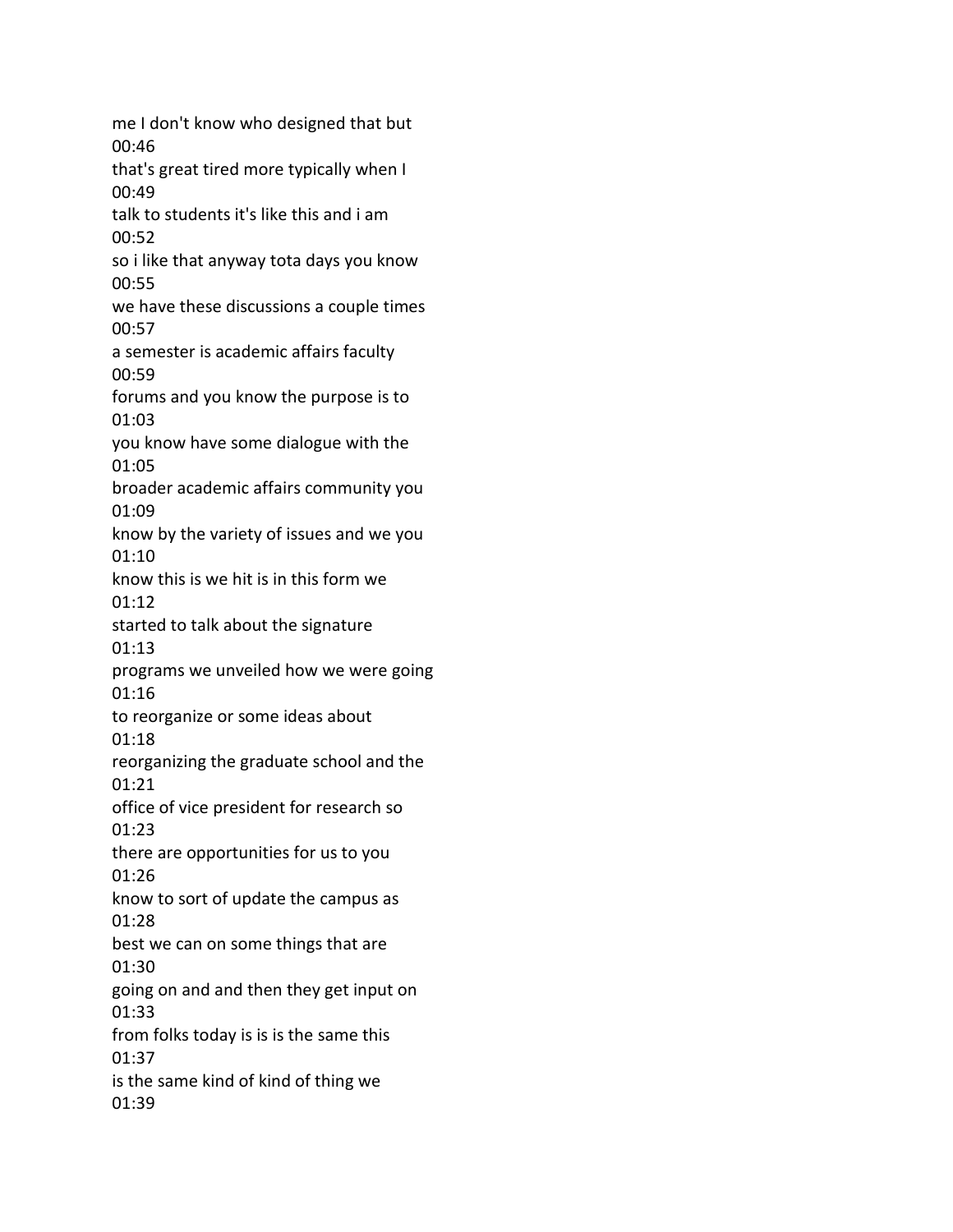me I don't know who designed that but
00:46
that's great tired more typically when I
00:49
talk to students it's like this and i am
00:52
so i like that anyway tota days you know
00:55
we have these discussions a couple times
00:57
a semester is academic affairs faculty
00:59
forums and you know the purpose is to
01:03
you know have some dialogue with the
01:05
broader academic affairs community you
01:09
know by the variety of issues and we you
01:10
know this is we hit is in this form we
01:12
started to talk about the signature
01:13
programs we unveiled how we were going
01:16
to reorganize or some ideas about
01:18
reorganizing the graduate school and the
01:21
office of vice president for research so
01:23
there are opportunities for us to you
01:26
know to sort of update the campus as
01:28
best we can on some things that are
01:30
going on and and then they get input on
01:33
from folks today is is is the same this
01:37
is the same kind of kind of thing we
01:39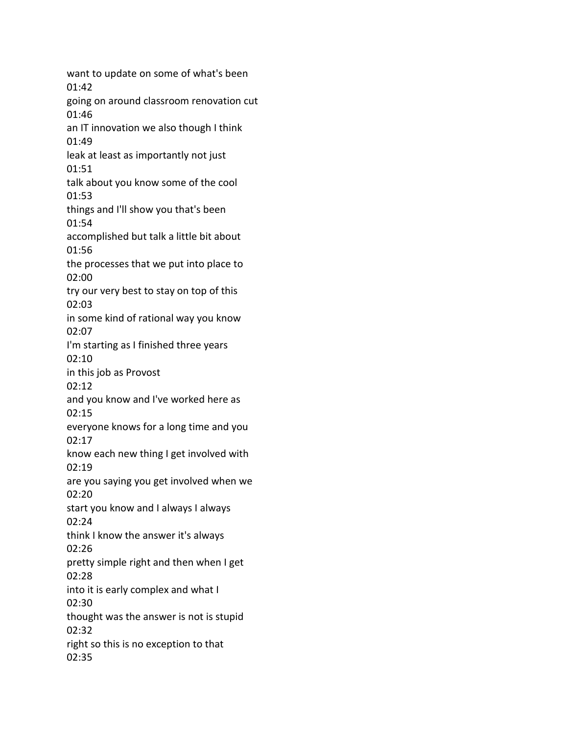want to update on some of what's been
01:42
going on around classroom renovation cut
01:46
an IT innovation we also though I think
01:49
leak at least as importantly not just
01:51
talk about you know some of the cool
01:53
things and I'll show you that's been
01:54
accomplished but talk a little bit about
01:56
the processes that we put into place to
02:00
try our very best to stay on top of this
02:03
in some kind of rational way you know
02:07
I'm starting as I finished three years
02:10
in this job as Provost
02:12
and you know and I've worked here as
02:15
everyone knows for a long time and you
02:17
know each new thing I get involved with
02:19
are you saying you get involved when we
02:20
start you know and I always I always
02:24
think I know the answer it's always
02:26
pretty simple right and then when I get
02:28
into it is early complex and what I
02:30
thought was the answer is not is stupid
02:32
right so this is no exception to that
02:35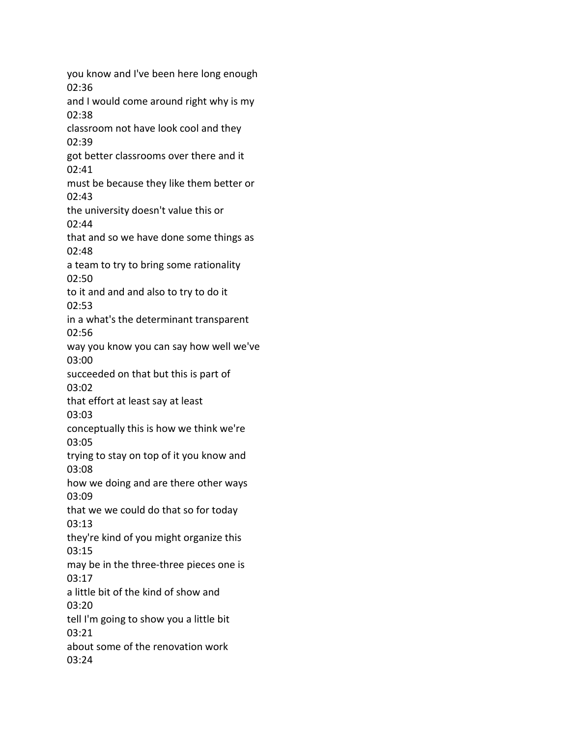you know and I've been here long enough
02:36
and I would come around right why is my
02:38
classroom not have look cool and they
02:39
got better classrooms over there and it
02:41
must be because they like them better or
02:43
the university doesn't value this or
02:44
that and so we have done some things as
02:48
a team to try to bring some rationality
02:50
to it and and and also to try to do it
02:53
in a what's the determinant transparent
02:56
way you know you can say how well we've
03:00
succeeded on that but this is part of
03:02
that effort at least say at least
03:03
conceptually this is how we think we're
03:05
trying to stay on top of it you know and
03:08
how we doing and are there other ways
03:09
that we we could do that so for today
03:13
they're kind of you might organize this
03:15
may be in the three-three pieces one is
03:17
a little bit of the kind of show and
03:20
tell I'm going to show you a little bit
03:21
about some of the renovation work
03:24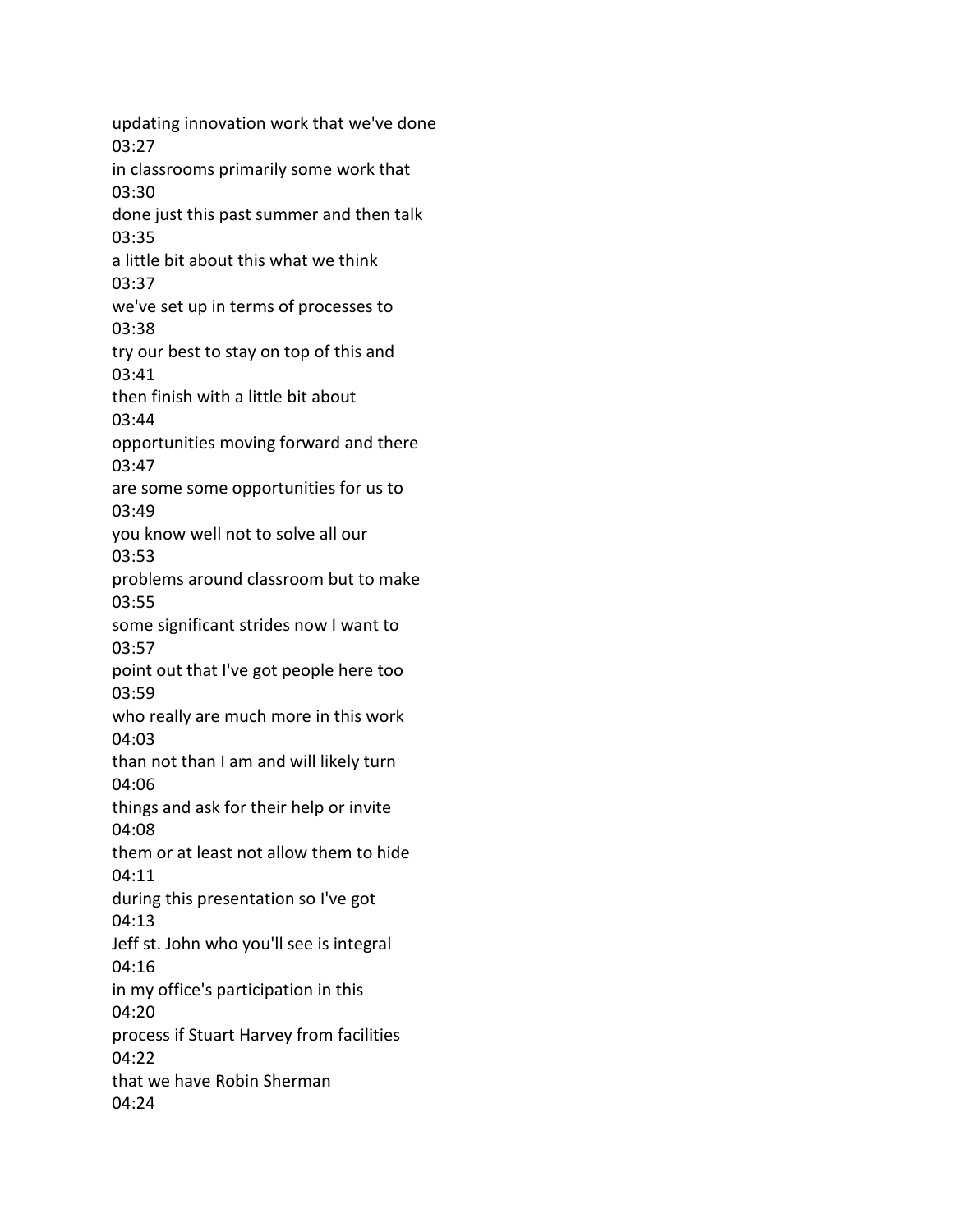updating innovation work that we've done
03:27
in classrooms primarily some work that
03:30
done just this past summer and then talk
03:35
a little bit about this what we think
03:37
we've set up in terms of processes to
03:38
try our best to stay on top of this and
03:41
then finish with a little bit about
03:44
opportunities moving forward and there
03:47
are some some opportunities for us to
03:49
you know well not to solve all our
03:53
problems around classroom but to make
03:55
some significant strides now I want to
03:57
point out that I've got people here too
03:59
who really are much more in this work
04:03
than not than I am and will likely turn
04:06
things and ask for their help or invite
04:08
them or at least not allow them to hide
04:11
during this presentation so I've got
04:13
Jeff st. John who you'll see is integral
04:16
in my office's participation in this
04:20
process if Stuart Harvey from facilities
04:22
that we have Robin Sherman
04:24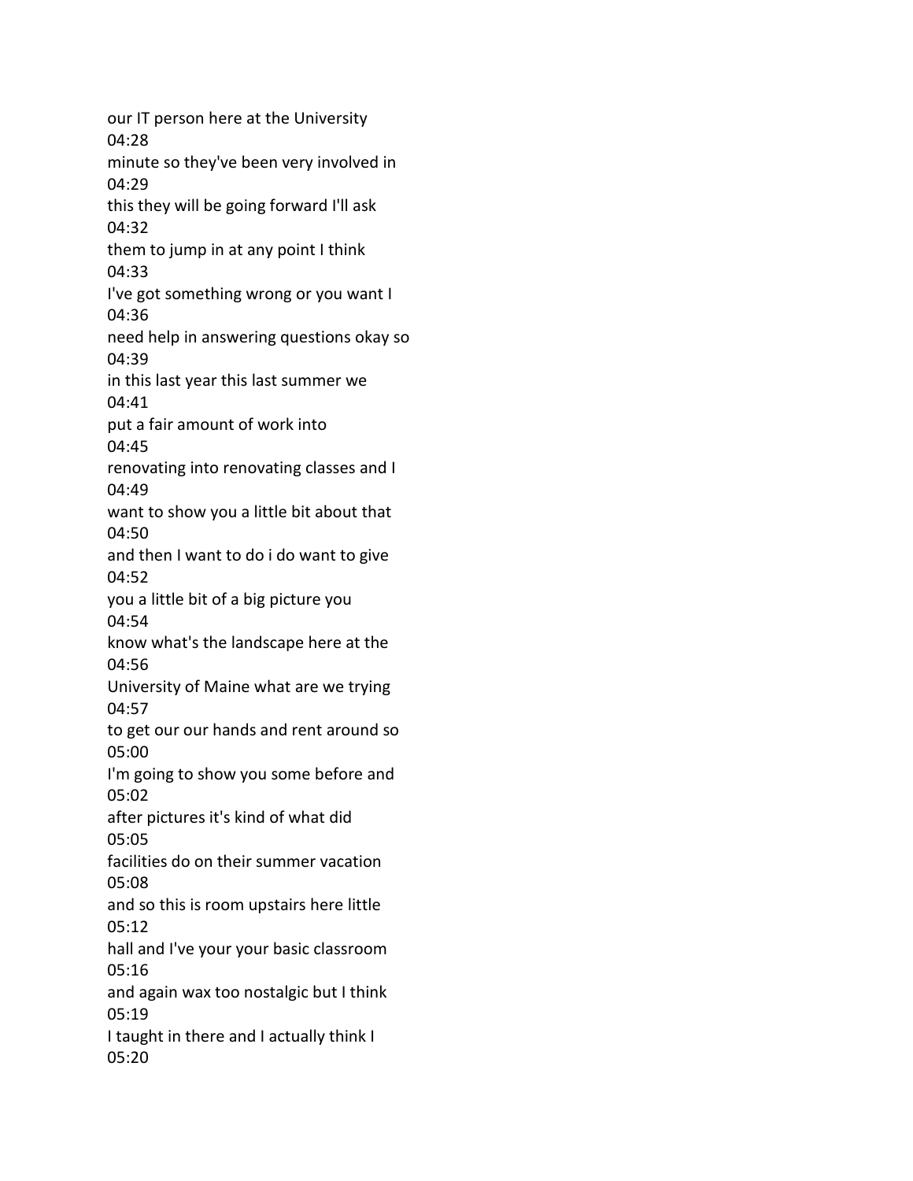our IT person here at the University
04:28
minute so they've been very involved in
04:29
this they will be going forward I'll ask
04:32
them to jump in at any point I think
04:33
I've got something wrong or you want I
04:36
need help in answering questions okay so
04:39
in this last year this last summer we
04:41
put a fair amount of work into
04:45
renovating into renovating classes and I
04:49
want to show you a little bit about that
04:50
and then I want to do i do want to give
04:52
you a little bit of a big picture you
04:54
know what's the landscape here at the
04:56
University of Maine what are we trying
04:57
to get our our hands and rent around so
05:00
I'm going to show you some before and
05:02
after pictures it's kind of what did
05:05
facilities do on their summer vacation
05:08
and so this is room upstairs here little
05:12
hall and I've your your basic classroom
05:16
and again wax too nostalgic but I think
05:19
I taught in there and I actually think I
05:20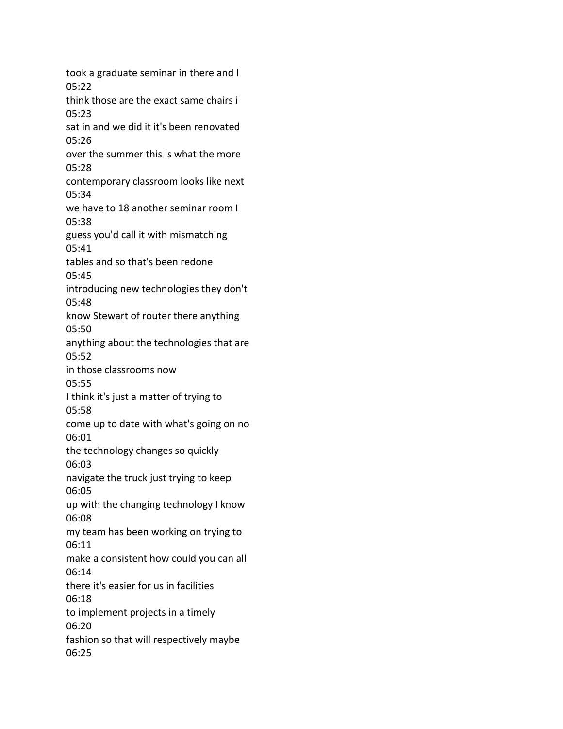took a graduate seminar in there and I
05:22
think those are the exact same chairs i
05:23
sat in and we did it it's been renovated
05:26
over the summer this is what the more
05:28
contemporary classroom looks like next
05:34
we have to 18 another seminar room I
05:38
guess you'd call it with mismatching
05:41
tables and so that's been redone
05:45
introducing new technologies they don't
05:48
know Stewart of router there anything
05:50
anything about the technologies that are
05:52
in those classrooms now
05:55
I think it's just a matter of trying to
05:58
come up to date with what's going on no
06:01
the technology changes so quickly
06:03
navigate the truck just trying to keep
06:05
up with the changing technology I know
06:08
my team has been working on trying to
06:11
make a consistent how could you can all
06:14
there it's easier for us in facilities
06:18
to implement projects in a timely
06:20
fashion so that will respectively maybe
06:25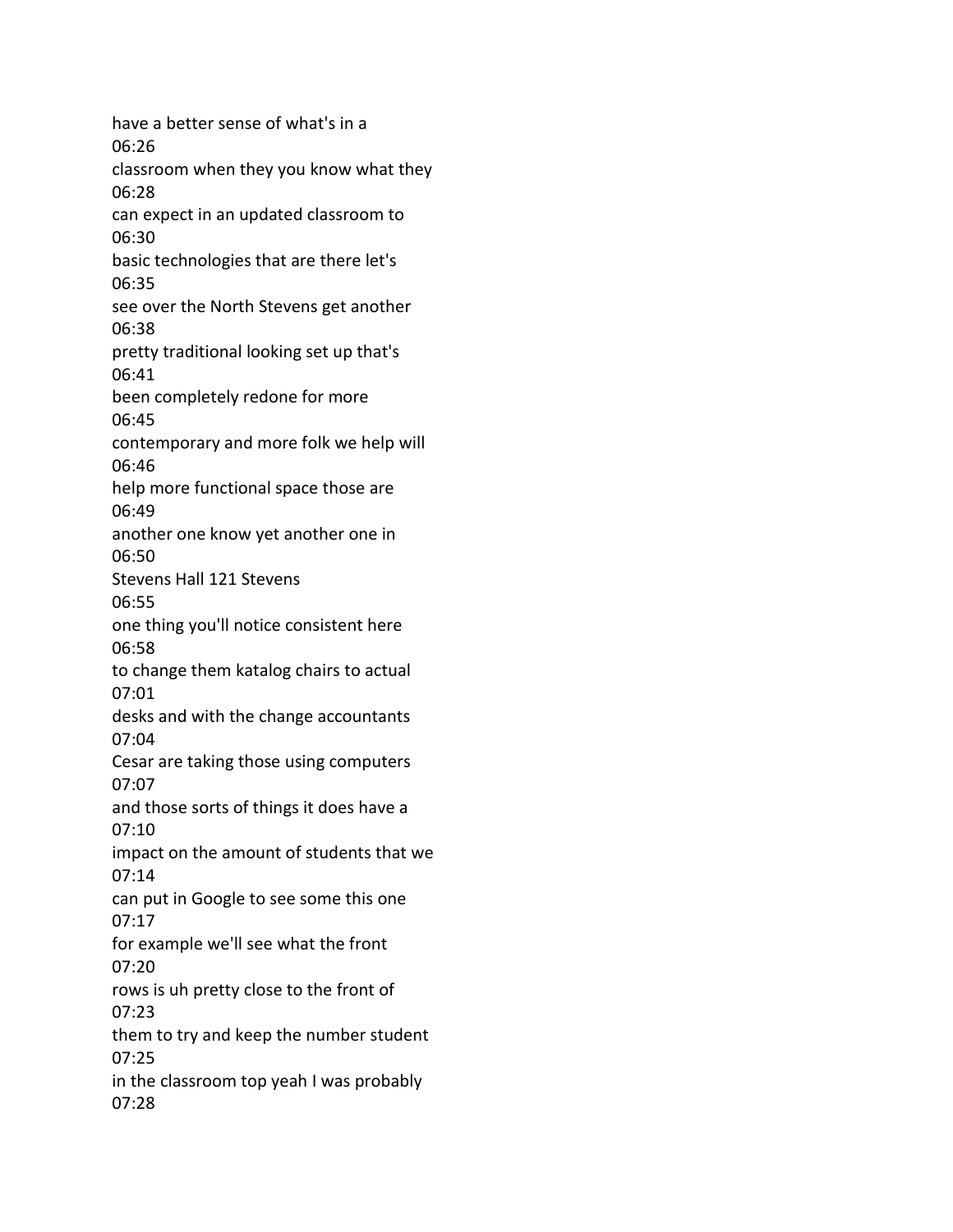have a better sense of what's in a
06:26
classroom when they you know what they
06:28
can expect in an updated classroom to
06:30
basic technologies that are there let's
06:35
see over the North Stevens get another
06:38
pretty traditional looking set up that's
06:41
been completely redone for more
06:45
contemporary and more folk we help will
06:46
help more functional space those are
06:49
another one know yet another one in
06:50
Stevens Hall 121 Stevens
06:55
one thing you'll notice consistent here
06:58
to change them katalog chairs to actual
07:01
desks and with the change accountants
07:04
Cesar are taking those using computers
07:07
and those sorts of things it does have a
07:10
impact on the amount of students that we
07:14
can put in Google to see some this one
07:17
for example we'll see what the front
07:20
rows is uh pretty close to the front of
07:23
them to try and keep the number student
07:25
in the classroom top yeah I was probably
07:28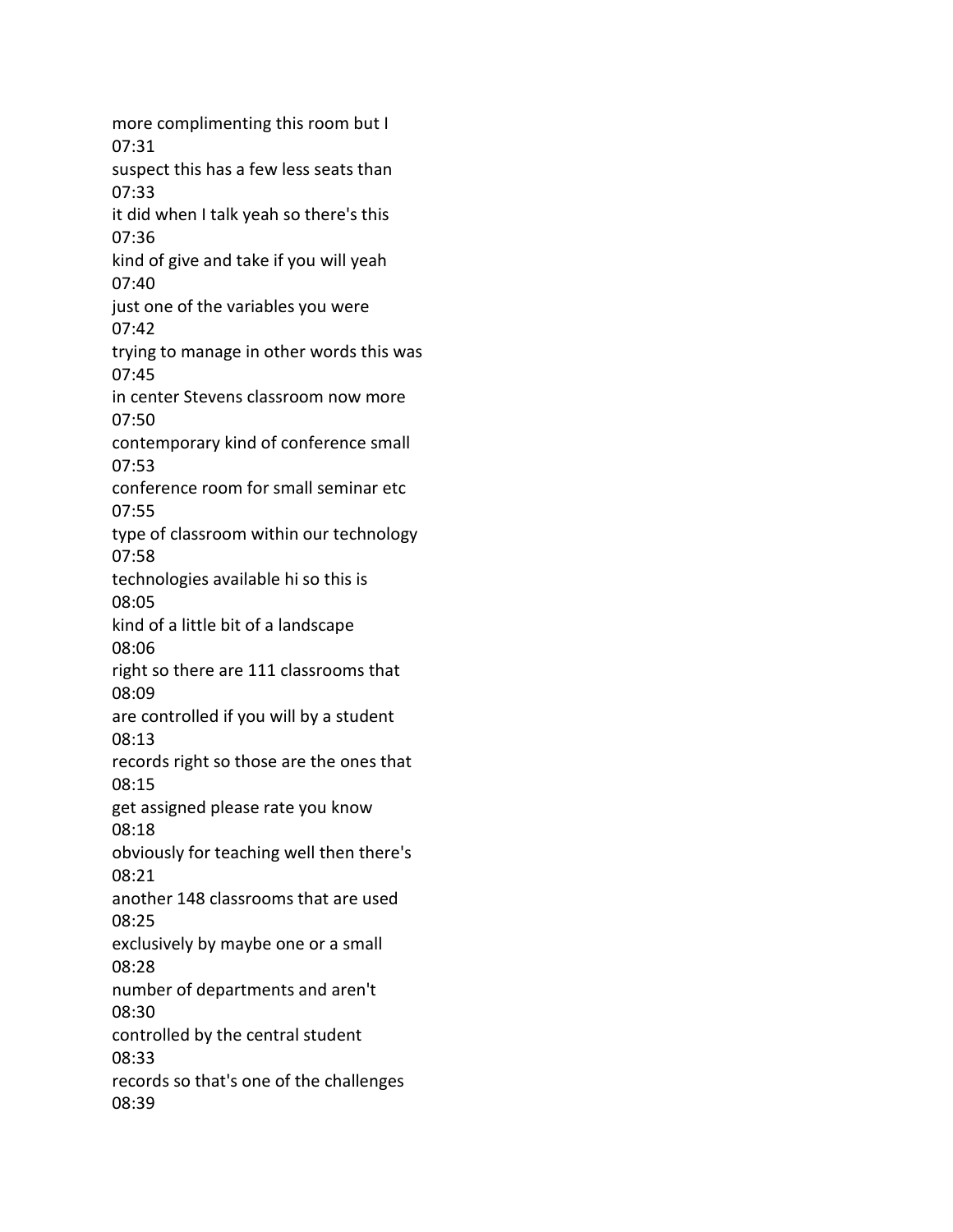more complimenting this room but I
07:31
suspect this has a few less seats than
07:33
it did when I talk yeah so there's this
07:36
kind of give and take if you will yeah
07:40
just one of the variables you were
07:42
trying to manage in other words this was
07:45
in center Stevens classroom now more
07:50
contemporary kind of conference small
07:53
conference room for small seminar etc
07:55
type of classroom within our technology
07:58
technologies available hi so this is
08:05
kind of a little bit of a landscape
08:06
right so there are 111 classrooms that
08:09
are controlled if you will by a student
08:13
records right so those are the ones that
08:15
get assigned please rate you know
08:18
obviously for teaching well then there's
08:21
another 148 classrooms that are used
08:25
exclusively by maybe one or a small
08:28
number of departments and aren't
08:30
controlled by the central student
08:33
records so that's one of the challenges
08:39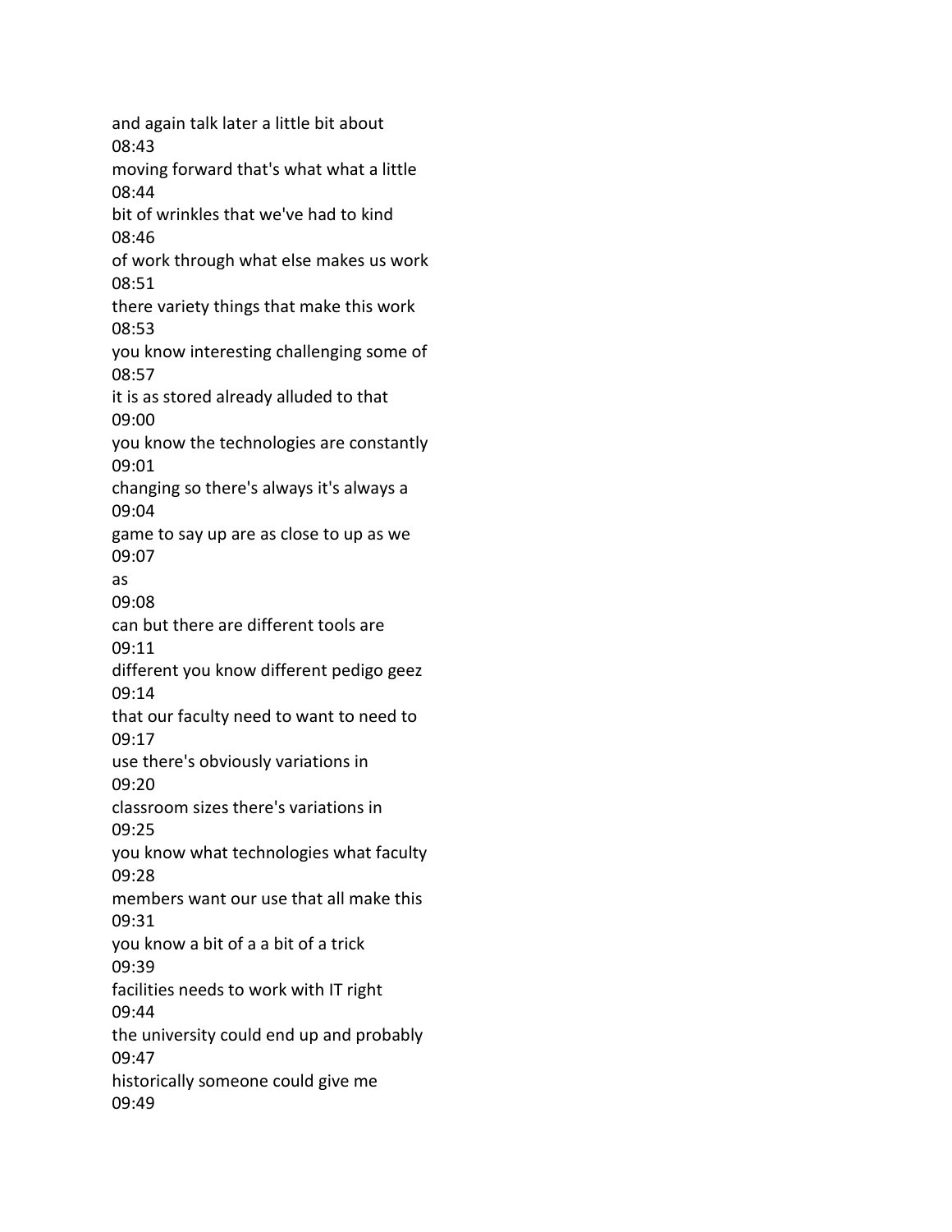and again talk later a little bit about
08:43
moving forward that's what what a little
08:44
bit of wrinkles that we've had to kind
08:46
of work through what else makes us work
08:51
there variety things that make this work
08:53
you know interesting challenging some of
08:57
it is as stored already alluded to that
09:00
you know the technologies are constantly
09:01
changing so there's always it's always a
09:04
game to say up are as close to up as we
09:07
as
09:08
can but there are different tools are
09:11
different you know different pedigo geez
09:14
that our faculty need to want to need to
09:17
use there's obviously variations in
09:20
classroom sizes there's variations in
09:25
you know what technologies what faculty
09:28
members want our use that all make this
09:31
you know a bit of a a bit of a trick
09:39
facilities needs to work with IT right
09:44
the university could end up and probably
09:47
historically someone could give me
09:49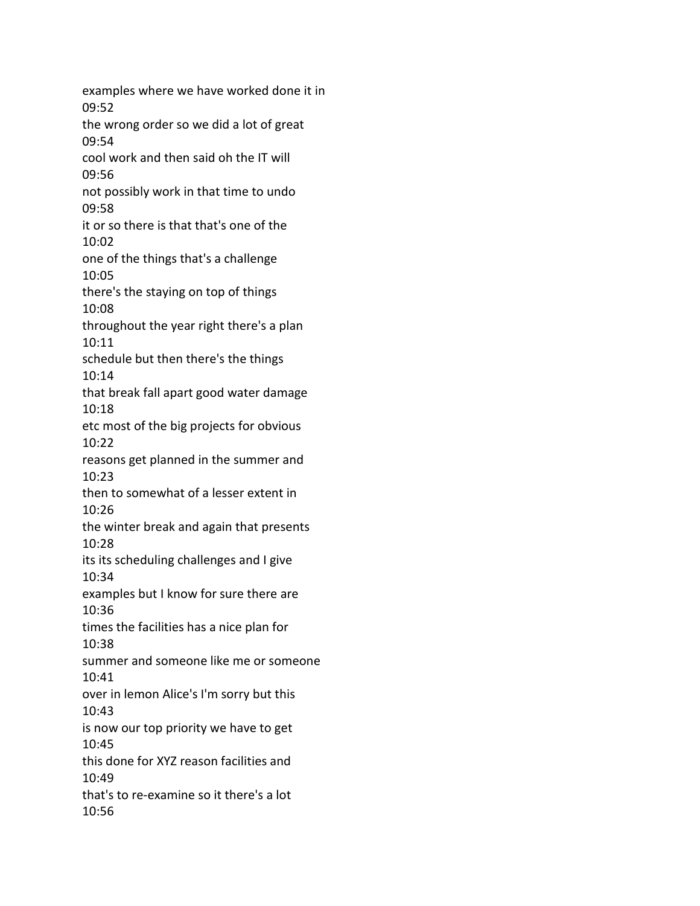examples where we have worked done it in
09:52
the wrong order so we did a lot of great
09:54
cool work and then said oh the IT will
09:56
not possibly work in that time to undo
09:58
it or so there is that that's one of the
10:02
one of the things that's a challenge
10:05
there's the staying on top of things
10:08
throughout the year right there's a plan
10:11
schedule but then there's the things
10:14
that break fall apart good water damage
10:18
etc most of the big projects for obvious
10:22
reasons get planned in the summer and
10:23
then to somewhat of a lesser extent in
10:26
the winter break and again that presents
10:28
its its scheduling challenges and I give
10:34
examples but I know for sure there are
10:36
times the facilities has a nice plan for
10:38
summer and someone like me or someone
10:41
over in lemon Alice's I'm sorry but this
10:43
is now our top priority we have to get
10:45
this done for XYZ reason facilities and
10:49
that's to re-examine so it there's a lot
10:56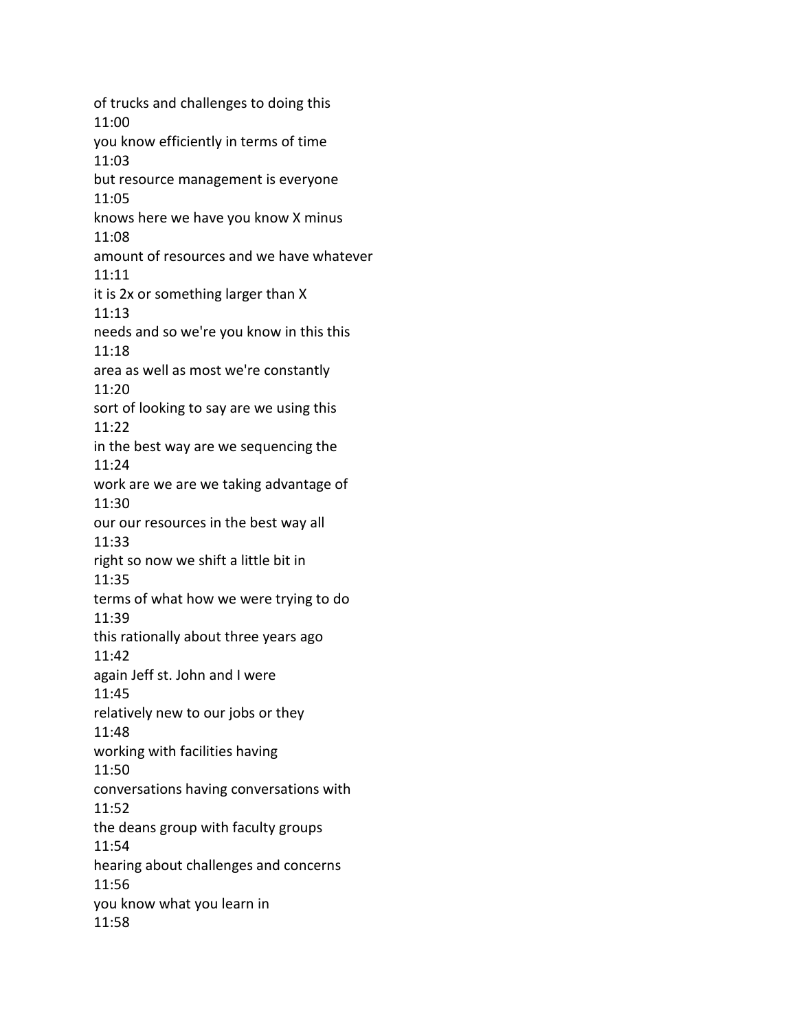of trucks and challenges to doing this
11:00
you know efficiently in terms of time
11:03
but resource management is everyone
11:05
knows here we have you know X minus
11:08
amount of resources and we have whatever
11:11
it is 2x or something larger than X
11:13
needs and so we're you know in this this
11:18
area as well as most we're constantly
11:20
sort of looking to say are we using this
11:22
in the best way are we sequencing the
11:24
work are we are we taking advantage of
11:30
our our resources in the best way all
11:33
right so now we shift a little bit in
11:35
terms of what how we were trying to do
11:39
this rationally about three years ago
11:42
again Jeff st. John and I were
11:45
relatively new to our jobs or they
11:48
working with facilities having
11:50
conversations having conversations with
11:52
the deans group with faculty groups
11:54
hearing about challenges and concerns
11:56
you know what you learn in
11:58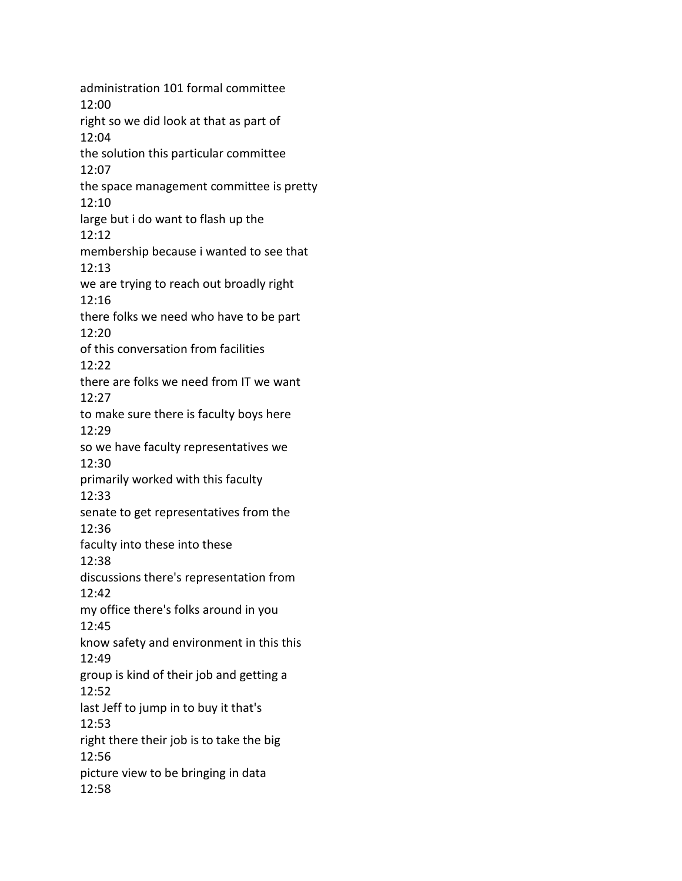administration 101 formal committee
12:00
right so we did look at that as part of
12:04
the solution this particular committee
12:07
the space management committee is pretty
12:10
large but i do want to flash up the
12:12
membership because i wanted to see that
12:13
we are trying to reach out broadly right
12:16
there folks we need who have to be part
12:20
of this conversation from facilities
12:22
there are folks we need from IT we want
12:27
to make sure there is faculty boys here
12:29
so we have faculty representatives we
12:30
primarily worked with this faculty
12:33
senate to get representatives from the
12:36
faculty into these into these
12:38
discussions there's representation from
12:42
my office there's folks around in you
12:45
know safety and environment in this this
12:49
group is kind of their job and getting a
12:52
last Jeff to jump in to buy it that's
12:53
right there their job is to take the big
12:56
picture view to be bringing in data
12:58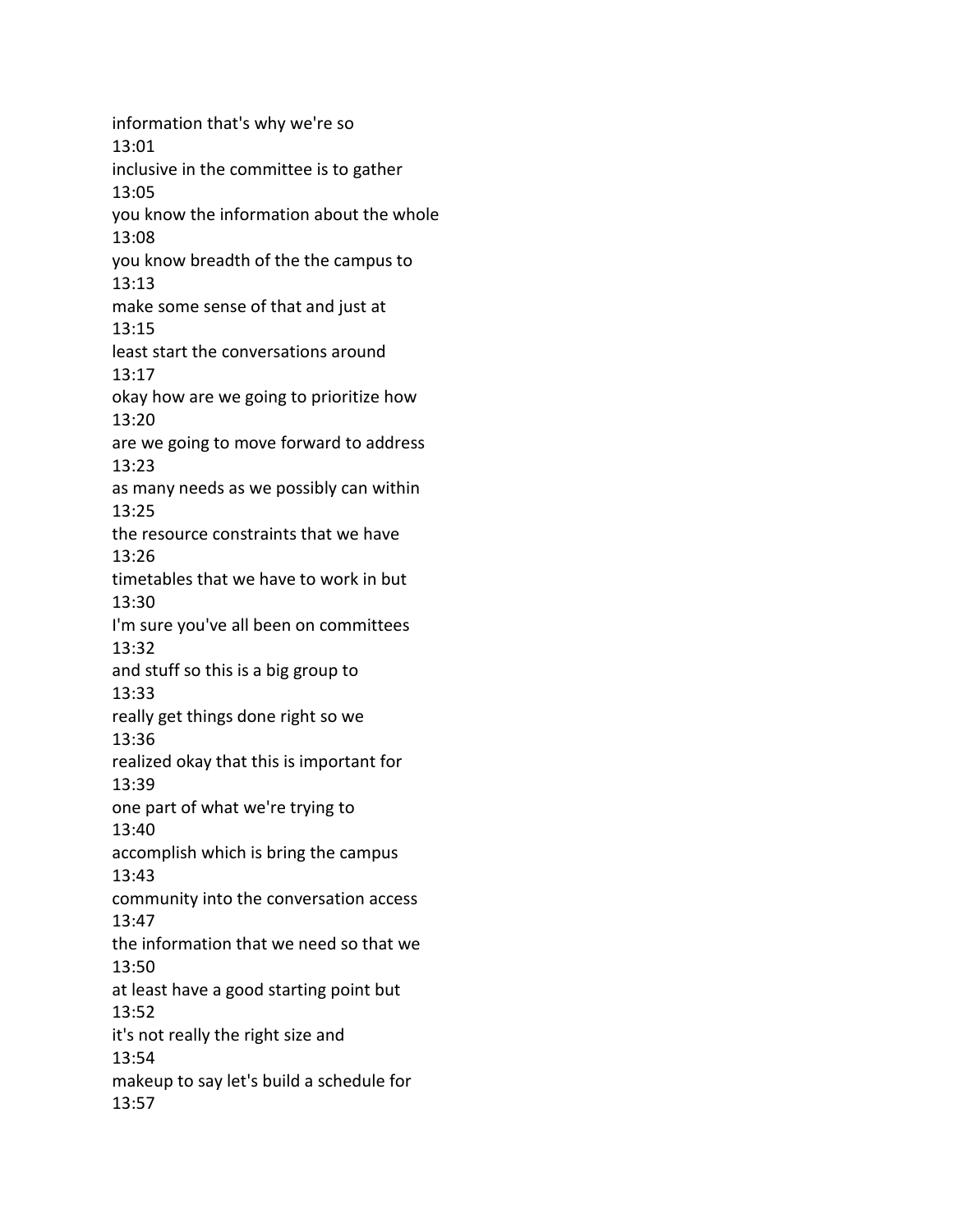information that's why we're so
13:01
inclusive in the committee is to gather
13:05
you know the information about the whole
13:08
you know breadth of the the campus to
13:13
make some sense of that and just at
13:15
least start the conversations around
13:17
okay how are we going to prioritize how
13:20
are we going to move forward to address
13:23
as many needs as we possibly can within
13:25
the resource constraints that we have
13:26
timetables that we have to work in but
13:30
I'm sure you've all been on committees
13:32
and stuff so this is a big group to
13:33
really get things done right so we
13:36
realized okay that this is important for
13:39
one part of what we're trying to
13:40
accomplish which is bring the campus
13:43
community into the conversation access
13:47
the information that we need so that we
13:50
at least have a good starting point but
13:52
it's not really the right size and
13:54
makeup to say let's build a schedule for
13:57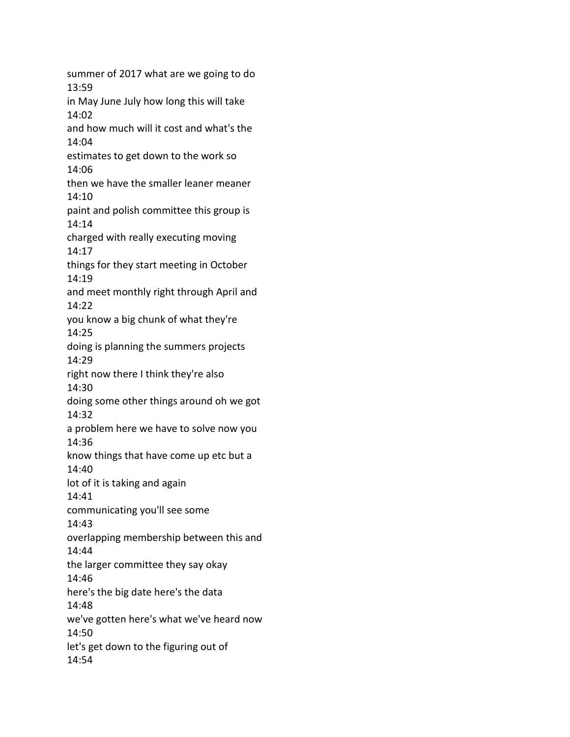summer of 2017 what are we going to do
13:59
in May June July how long this will take
14:02
and how much will it cost and what's the
14:04
estimates to get down to the work so
14:06
then we have the smaller leaner meaner
14:10
paint and polish committee this group is
14:14
charged with really executing moving
14:17
things for they start meeting in October
14:19
and meet monthly right through April and
14:22
you know a big chunk of what they're
14:25
doing is planning the summers projects
14:29
right now there I think they're also
14:30
doing some other things around oh we got
14:32
a problem here we have to solve now you
14:36
know things that have come up etc but a
14:40
lot of it is taking and again
14:41
communicating you'll see some
14:43
overlapping membership between this and
14:44
the larger committee they say okay
14:46
here's the big date here's the data
14:48
we've gotten here's what we've heard now
14:50
let's get down to the figuring out of
14:54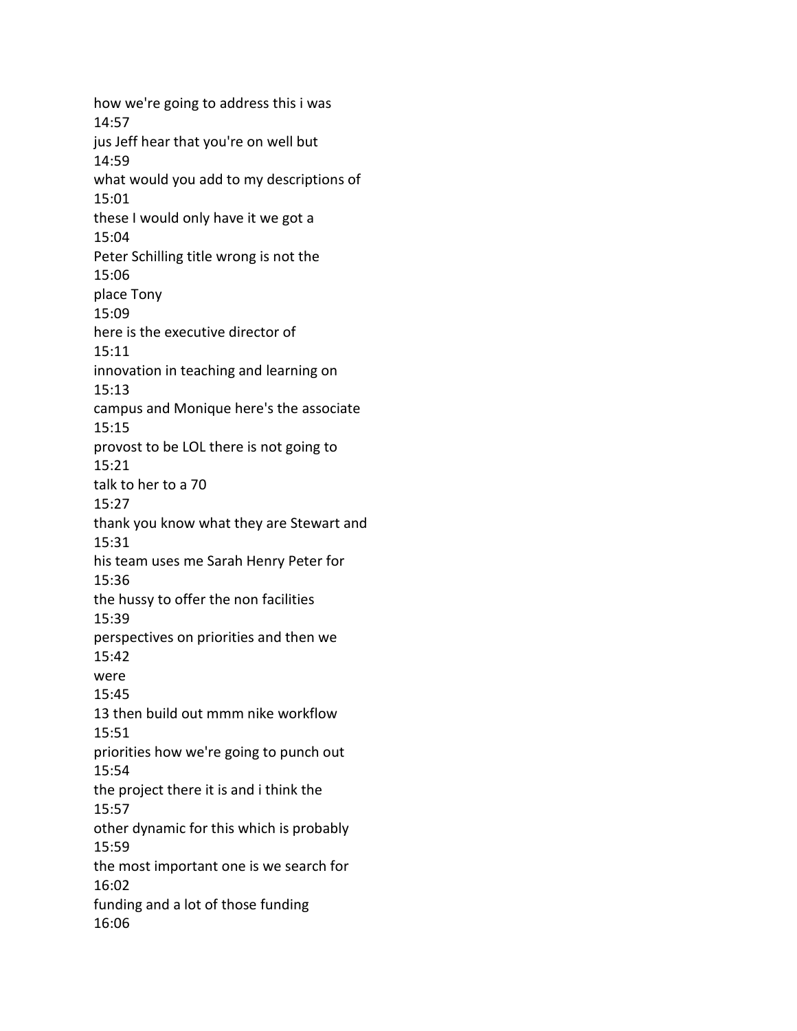how we're going to address this i was

14:57

jus Jeff hear that you're on well but

14:59

what would you add to my descriptions of

15:01

these I would only have it we got a

15:04

Peter Schilling title wrong is not the

15:06

place Tony

15:09

here is the executive director of

15:11

innovation in teaching and learning on

15:13

campus and Monique here's the associate

15:15

provost to be LOL there is not going to

15:21

talk to her to a 70

15:27

thank you know what they are Stewart and

15:31

his team uses me Sarah Henry Peter for

15:36

the hussy to offer the non facilities

15:39

perspectives on priorities and then we

15:42

were

15:45

13 then build out mmm nike workflow

15:51

priorities how we're going to punch out

15:54

the project there it is and i think the

15:57

other dynamic for this which is probably

15:59

the most important one is we search for

16:02

funding and a lot of those funding

16:06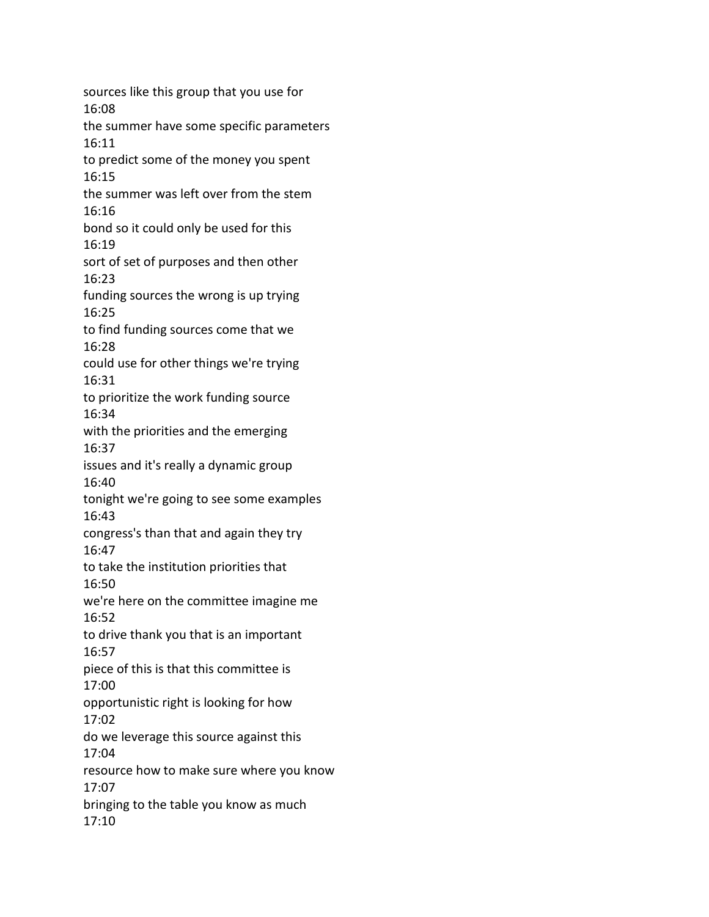sources like this group that you use for
16:08
the summer have some specific parameters
16:11
to predict some of the money you spent
16:15
the summer was left over from the stem
16:16
bond so it could only be used for this
16:19
sort of set of purposes and then other
16:23
funding sources the wrong is up trying
16:25
to find funding sources come that we
16:28
could use for other things we're trying
16:31
to prioritize the work funding source
16:34
with the priorities and the emerging
16:37
issues and it's really a dynamic group
16:40
tonight we're going to see some examples
16:43
congress's than that and again they try
16:47
to take the institution priorities that
16:50
we're here on the committee imagine me
16:52
to drive thank you that is an important
16:57
piece of this is that this committee is
17:00
opportunistic right is looking for how
17:02
do we leverage this source against this
17:04
resource how to make sure where you know
17:07
bringing to the table you know as much
17:10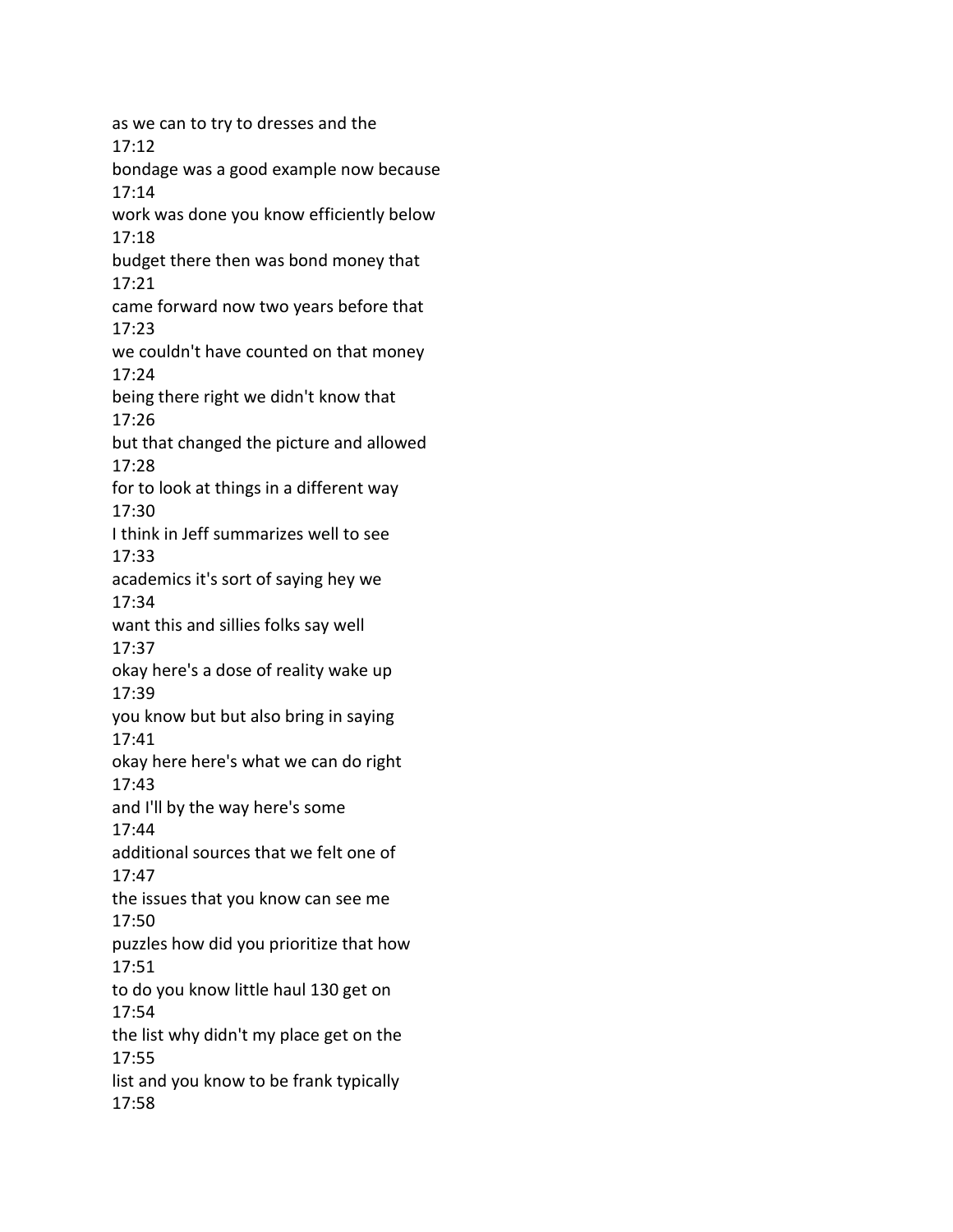as we can to try to dresses and the
17:12
bondage was a good example now because
17:14
work was done you know efficiently below
17:18
budget there then was bond money that
17:21
came forward now two years before that
17:23
we couldn't have counted on that money
17:24
being there right we didn't know that
17:26
but that changed the picture and allowed
17:28
for to look at things in a different way
17:30
I think in Jeff summarizes well to see
17:33
academics it's sort of saying hey we
17:34
want this and sillies folks say well
17:37
okay here's a dose of reality wake up
17:39
you know but but also bring in saying
17:41
okay here here's what we can do right
17:43
and I'll by the way here's some
17:44
additional sources that we felt one of
17:47
the issues that you know can see me
17:50
puzzles how did you prioritize that how
17:51
to do you know little haul 130 get on
17:54
the list why didn't my place get on the
17:55
list and you know to be frank typically
17:58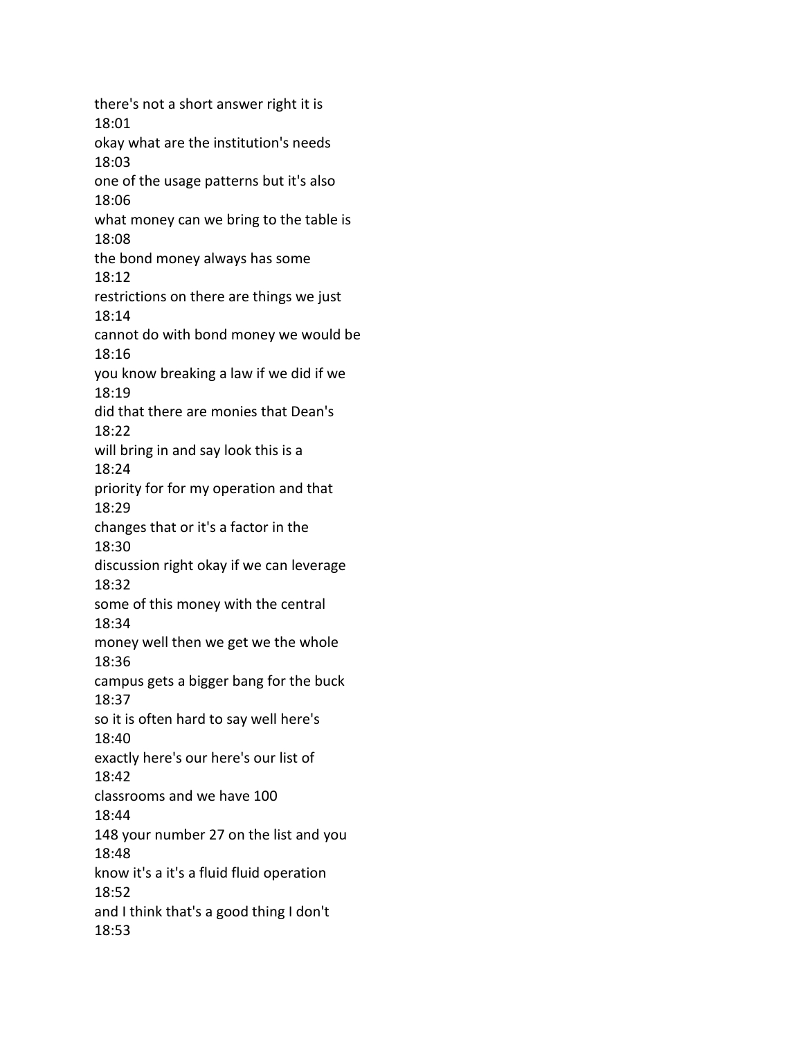there's not a short answer right it is
18:01
okay what are the institution's needs
18:03
one of the usage patterns but it's also
18:06
what money can we bring to the table is
18:08
the bond money always has some
18:12
restrictions on there are things we just
18:14
cannot do with bond money we would be
18:16
you know breaking a law if we did if we
18:19
did that there are monies that Dean's
18:22
will bring in and say look this is a
18:24
priority for for my operation and that
18:29
changes that or it's a factor in the
18:30
discussion right okay if we can leverage
18:32
some of this money with the central
18:34
money well then we get we the whole
18:36
campus gets a bigger bang for the buck
18:37
so it is often hard to say well here's
18:40
exactly here's our here's our list of
18:42
classrooms and we have 100
18:44
148 your number 27 on the list and you
18:48
know it's a it's a fluid fluid operation
18:52
and I think that's a good thing I don't
18:53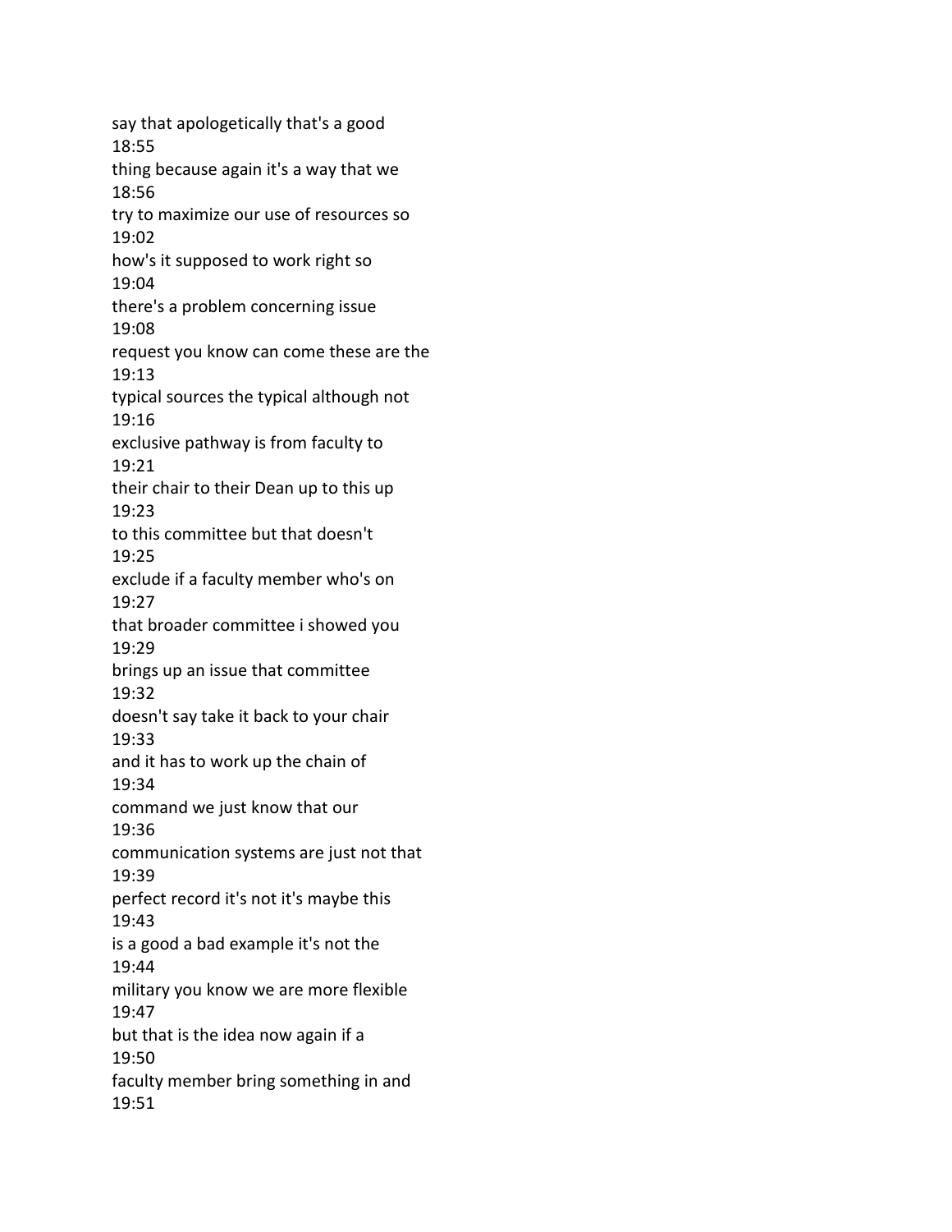say that apologetically that's a good
18:55
thing because again it's a way that we
18:56
try to maximize our use of resources so
19:02
how's it supposed to work right so
19:04
there's a problem concerning issue
19:08
request you know can come these are the
19:13
typical sources the typical although not
19:16
exclusive pathway is from faculty to
19:21
their chair to their Dean up to this up
19:23
to this committee but that doesn't
19:25
exclude if a faculty member who's on
19:27
that broader committee i showed you
19:29
brings up an issue that committee
19:32
doesn't say take it back to your chair
19:33
and it has to work up the chain of
19:34
command we just know that our
19:36
communication systems are just not that
19:39
perfect record it's not it's maybe this
19:43
is a good a bad example it's not the
19:44
military you know we are more flexible
19:47
but that is the idea now again if a
19:50
faculty member bring something in and
19:51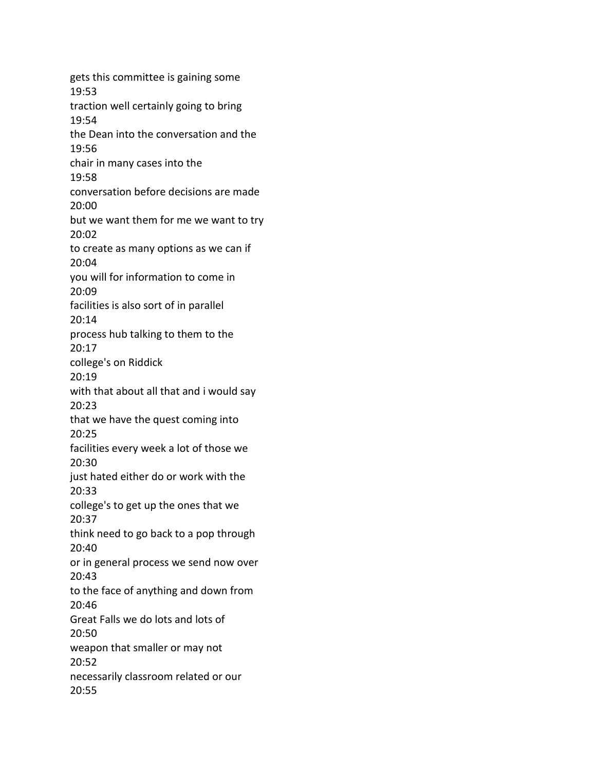gets this committee is gaining some
19:53
traction well certainly going to bring
19:54
the Dean into the conversation and the
19:56
chair in many cases into the
19:58
conversation before decisions are made
20:00
but we want them for me we want to try
20:02
to create as many options as we can if
20:04
you will for information to come in
20:09
facilities is also sort of in parallel
20:14
process hub talking to them to the
20:17
college's on Riddick
20:19
with that about all that and i would say
20:23
that we have the quest coming into
20:25
facilities every week a lot of those we
20:30
just hated either do or work with the
20:33
college's to get up the ones that we
20:37
think need to go back to a pop through
20:40
or in general process we send now over
20:43
to the face of anything and down from
20:46
Great Falls we do lots and lots of
20:50
weapon that smaller or may not
20:52
necessarily classroom related or our
20:55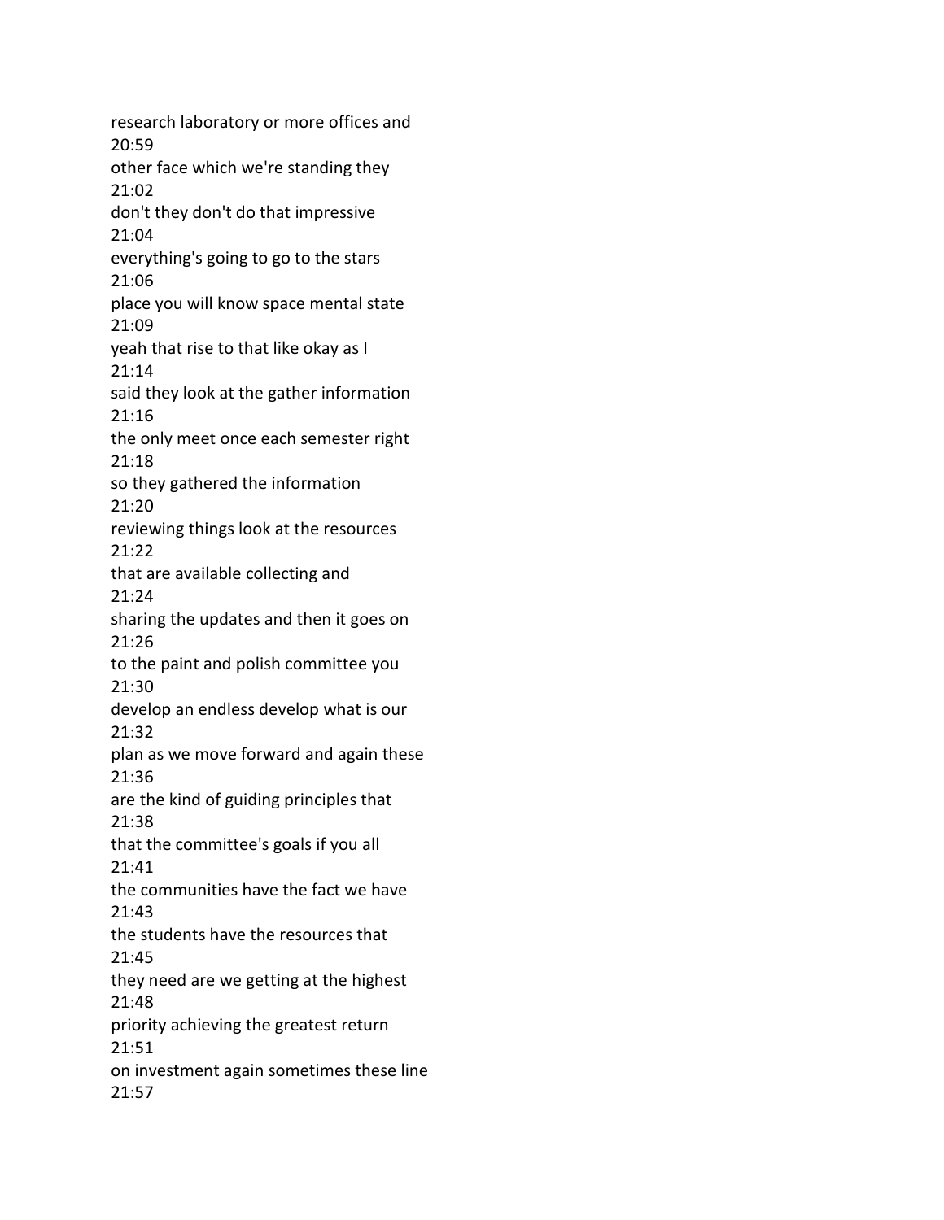research laboratory or more offices and
20:59
other face which we're standing they
21:02
don't they don't do that impressive
21:04
everything's going to go to the stars
21:06
place you will know space mental state
21:09
yeah that rise to that like okay as I
21:14
said they look at the gather information
21:16
the only meet once each semester right
21:18
so they gathered the information
21:20
reviewing things look at the resources
21:22
that are available collecting and
21:24
sharing the updates and then it goes on
21:26
to the paint and polish committee you
21:30
develop an endless develop what is our
21:32
plan as we move forward and again these
21:36
are the kind of guiding principles that
21:38
that the committee's goals if you all
21:41
the communities have the fact we have
21:43
the students have the resources that
21:45
they need are we getting at the highest
21:48
priority achieving the greatest return
21:51
on investment again sometimes these line
21:57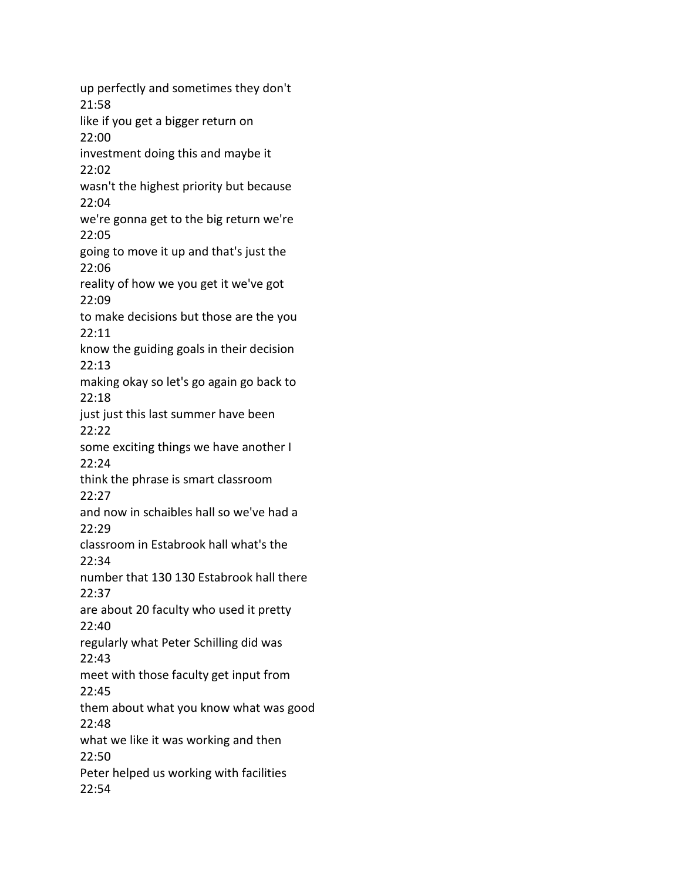up perfectly and sometimes they don't
21:58
like if you get a bigger return on
22:00
investment doing this and maybe it
22:02
wasn't the highest priority but because
22:04
we're gonna get to the big return we're
22:05
going to move it up and that's just the
22:06
reality of how we you get it we've got
22:09
to make decisions but those are the you
22:11
know the guiding goals in their decision
22:13
making okay so let's go again go back to
22:18
just just this last summer have been
22:22
some exciting things we have another I
22:24
think the phrase is smart classroom
22:27
and now in schaibles hall so we've had a
22:29
classroom in Estabrook hall what's the
22:34
number that 130 130 Estabrook hall there
22:37
are about 20 faculty who used it pretty
22:40
regularly what Peter Schilling did was
22:43
meet with those faculty get input from
22:45
them about what you know what was good
22:48
what we like it was working and then
22:50
Peter helped us working with facilities
22:54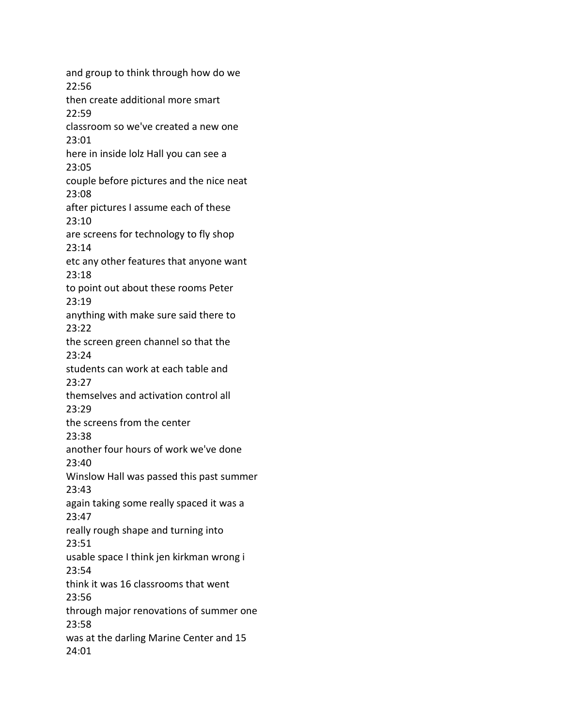and group to think through how do we
22:56
then create additional more smart
22:59
classroom so we've created a new one
23:01
here in inside lolz Hall you can see a
23:05
couple before pictures and the nice neat
23:08
after pictures I assume each of these
23:10
are screens for technology to fly shop
23:14
etc any other features that anyone want
23:18
to point out about these rooms Peter
23:19
anything with make sure said there to
23:22
the screen green channel so that the
23:24
students can work at each table and
23:27
themselves and activation control all
23:29
the screens from the center
23:38
another four hours of work we've done
23:40
Winslow Hall was passed this past summer
23:43
again taking some really spaced it was a
23:47
really rough shape and turning into
23:51
usable space I think jen kirkman wrong i
23:54
think it was 16 classrooms that went
23:56
through major renovations of summer one
23:58
was at the darling Marine Center and 15
24:01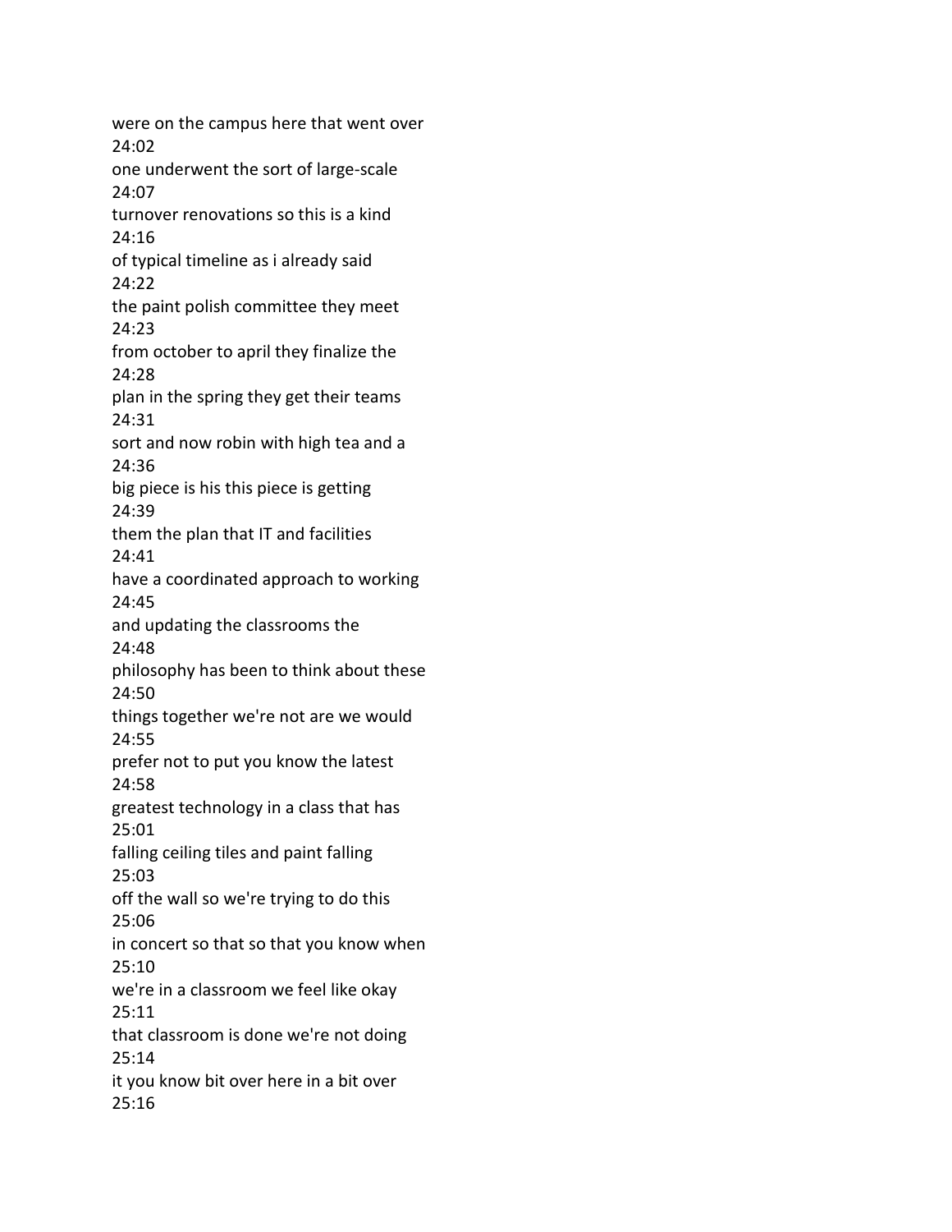were on the campus here that went over
24:02
one underwent the sort of large-scale
24:07
turnover renovations so this is a kind
24:16
of typical timeline as i already said
24:22
the paint polish committee they meet
24:23
from october to april they finalize the
24:28
plan in the spring they get their teams
24:31
sort and now robin with high tea and a
24:36
big piece is his this piece is getting
24:39
them the plan that IT and facilities
24:41
have a coordinated approach to working
24:45
and updating the classrooms the
24:48
philosophy has been to think about these
24:50
things together we're not are we would
24:55
prefer not to put you know the latest
24:58
greatest technology in a class that has
25:01
falling ceiling tiles and paint falling
25:03
off the wall so we're trying to do this
25:06
in concert so that so that you know when
25:10
we're in a classroom we feel like okay
25:11
that classroom is done we're not doing
25:14
it you know bit over here in a bit over
25:16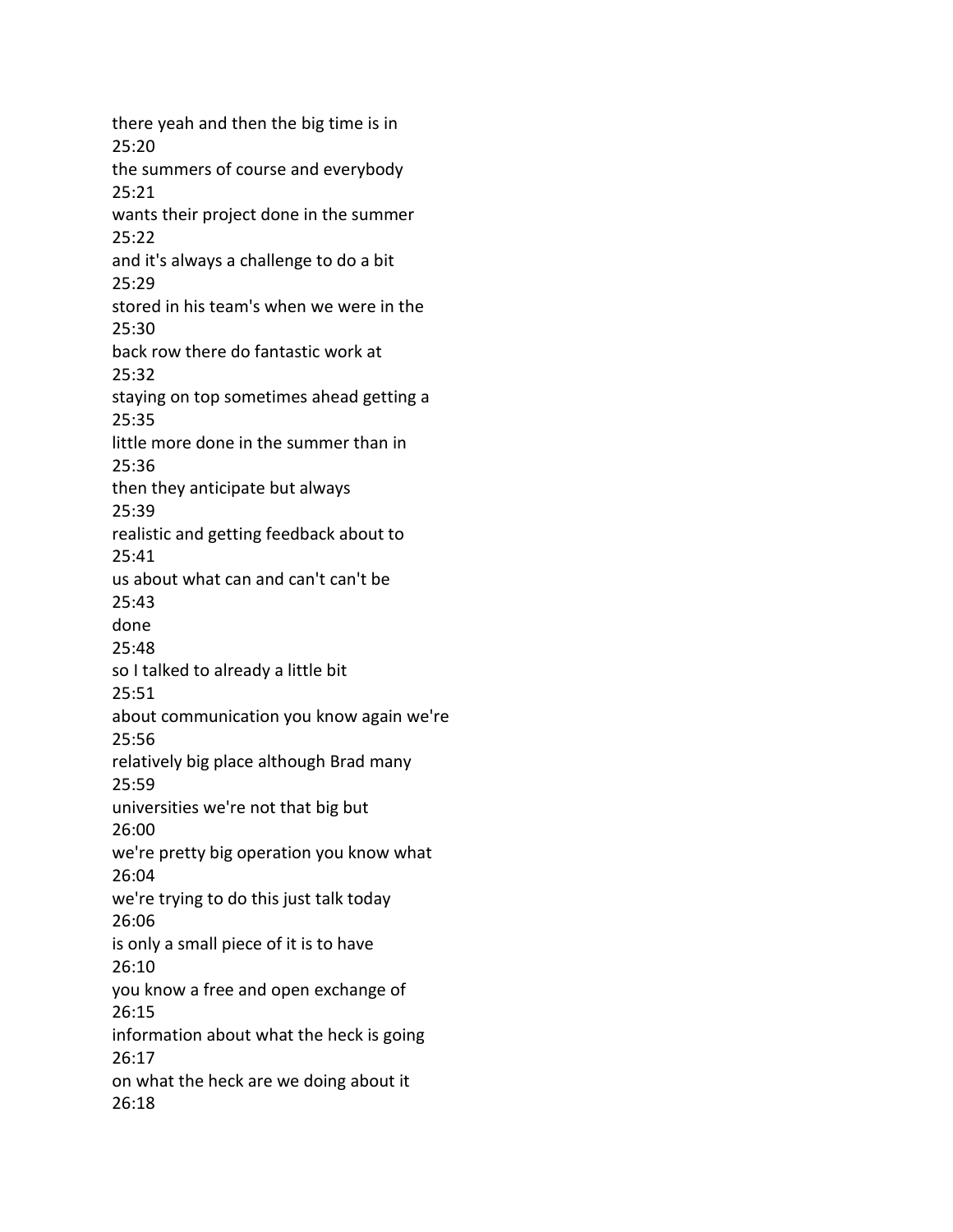there yeah and then the big time is in
25:20
the summers of course and everybody
25:21
wants their project done in the summer
25:22
and it's always a challenge to do a bit
25:29
stored in his team's when we were in the
25:30
back row there do fantastic work at
25:32
staying on top sometimes ahead getting a
25:35
little more done in the summer than in
25:36
then they anticipate but always
25:39
realistic and getting feedback about to
25:41
us about what can and can't can't be
25:43
done
25:48
so I talked to already a little bit
25:51
about communication you know again we're
25:56
relatively big place although Brad many
25:59
universities we're not that big but
26:00
we're pretty big operation you know what
26:04
we're trying to do this just talk today
26:06
is only a small piece of it is to have
26:10
you know a free and open exchange of
26:15
information about what the heck is going
26:17
on what the heck are we doing about it
26:18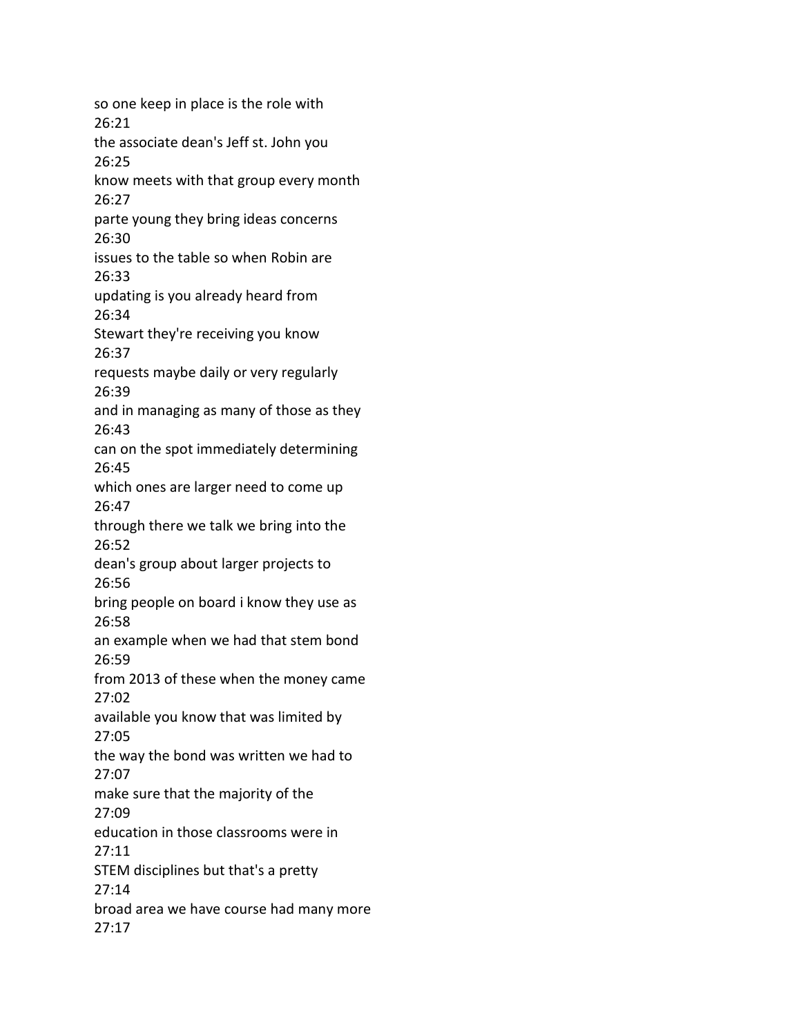so one keep in place is the role with
26:21
the associate dean's Jeff st. John you
26:25
know meets with that group every month
26:27
parte young they bring ideas concerns
26:30
issues to the table so when Robin are
26:33
updating is you already heard from
26:34
Stewart they're receiving you know
26:37
requests maybe daily or very regularly
26:39
and in managing as many of those as they
26:43
can on the spot immediately determining
26:45
which ones are larger need to come up
26:47
through there we talk we bring into the
26:52
dean's group about larger projects to
26:56
bring people on board i know they use as
26:58
an example when we had that stem bond
26:59
from 2013 of these when the money came
27:02
available you know that was limited by
27:05
the way the bond was written we had to
27:07
make sure that the majority of the
27:09
education in those classrooms were in
27:11
STEM disciplines but that's a pretty
27:14
broad area we have course had many more
27:17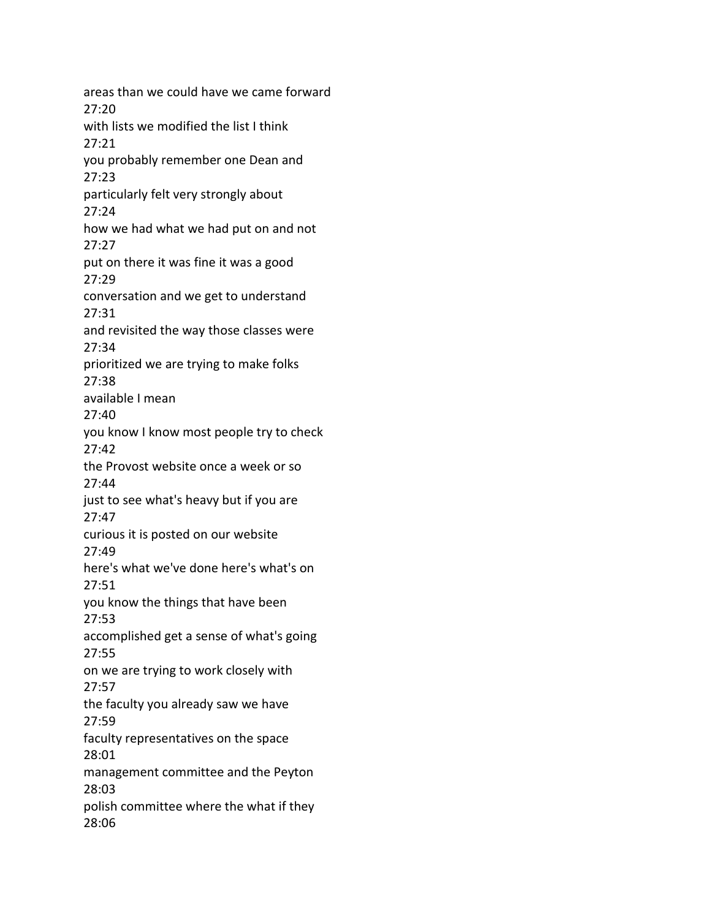areas than we could have we came forward
27:20
with lists we modified the list I think
27:21
you probably remember one Dean and
27:23
particularly felt very strongly about
27:24
how we had what we had put on and not
27:27
put on there it was fine it was a good
27:29
conversation and we get to understand
27:31
and revisited the way those classes were
27:34
prioritized we are trying to make folks
27:38
available I mean
27:40
you know I know most people try to check
27:42
the Provost website once a week or so
27:44
just to see what's heavy but if you are
27:47
curious it is posted on our website
27:49
here's what we've done here's what's on
27:51
you know the things that have been
27:53
accomplished get a sense of what's going
27:55
on we are trying to work closely with
27:57
the faculty you already saw we have
27:59
faculty representatives on the space
28:01
management committee and the Peyton
28:03
polish committee where the what if they
28:06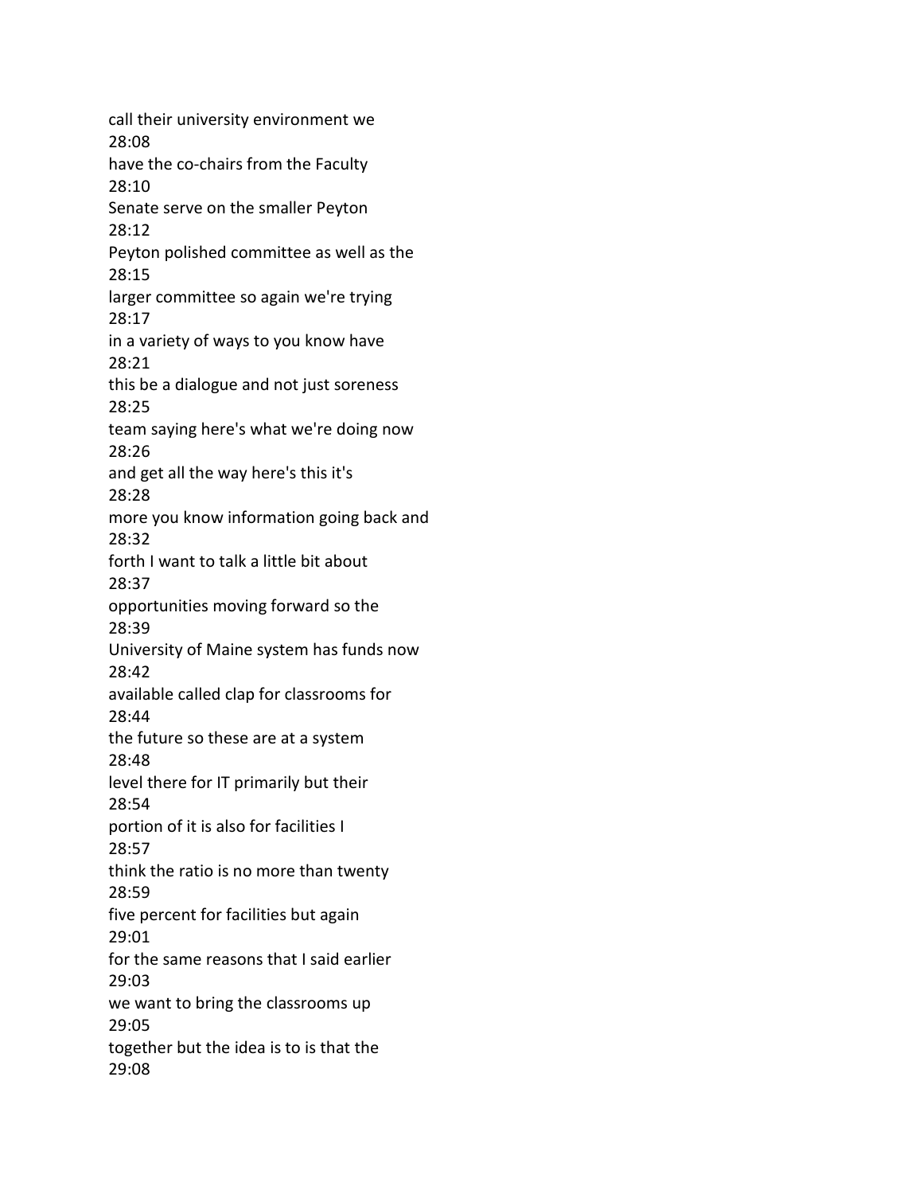call their university environment we
28:08
have the co-chairs from the Faculty
28:10
Senate serve on the smaller Peyton
28:12
Peyton polished committee as well as the
28:15
larger committee so again we're trying
28:17
in a variety of ways to you know have
28:21
this be a dialogue and not just soreness
28:25
team saying here's what we're doing now
28:26
and get all the way here's this it's
28:28
more you know information going back and
28:32
forth I want to talk a little bit about
28:37
opportunities moving forward so the
28:39
University of Maine system has funds now
28:42
available called clap for classrooms for
28:44
the future so these are at a system
28:48
level there for IT primarily but their
28:54
portion of it is also for facilities I
28:57
think the ratio is no more than twenty
28:59
five percent for facilities but again
29:01
for the same reasons that I said earlier
29:03
we want to bring the classrooms up
29:05
together but the idea is to is that the
29:08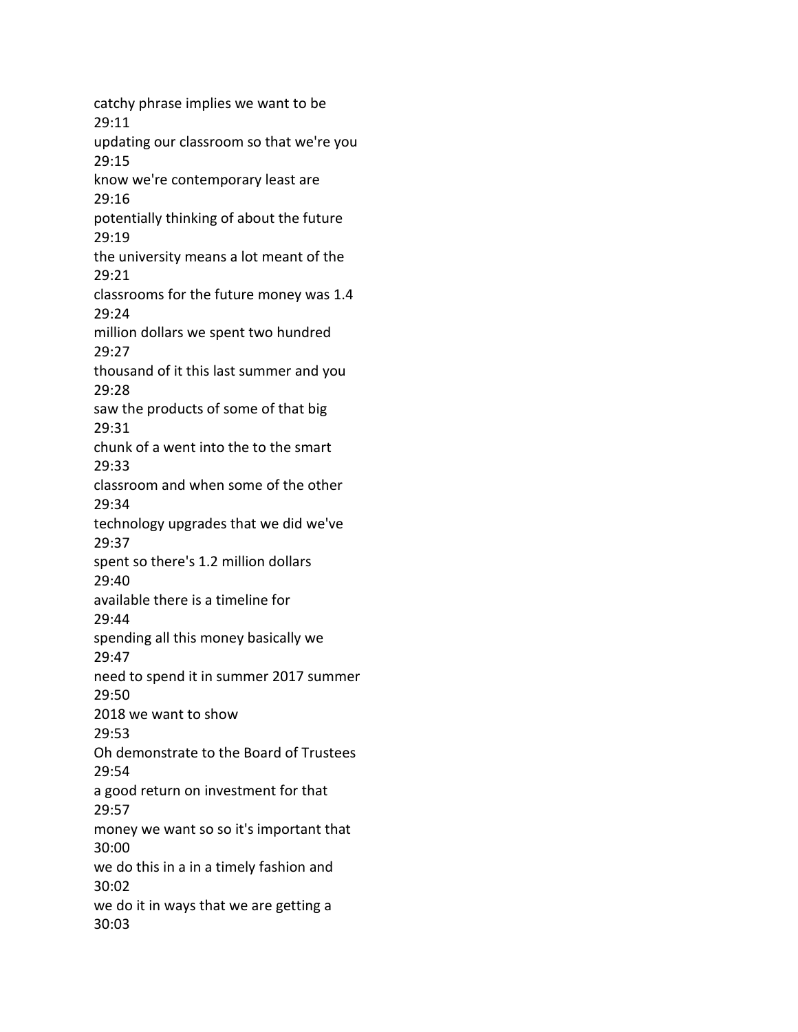catchy phrase implies we want to be
29:11
updating our classroom so that we're you
29:15
know we're contemporary least are
29:16
potentially thinking of about the future
29:19
the university means a lot meant of the
29:21
classrooms for the future money was 1.4
29:24
million dollars we spent two hundred
29:27
thousand of it this last summer and you
29:28
saw the products of some of that big
29:31
chunk of a went into the to the smart
29:33
classroom and when some of the other
29:34
technology upgrades that we did we've
29:37
spent so there's 1.2 million dollars
29:40
available there is a timeline for
29:44
spending all this money basically we
29:47
need to spend it in summer 2017 summer
29:50
2018 we want to show
29:53
Oh demonstrate to the Board of Trustees
29:54
a good return on investment for that
29:57
money we want so so it's important that
30:00
we do this in a in a timely fashion and
30:02
we do it in ways that we are getting a
30:03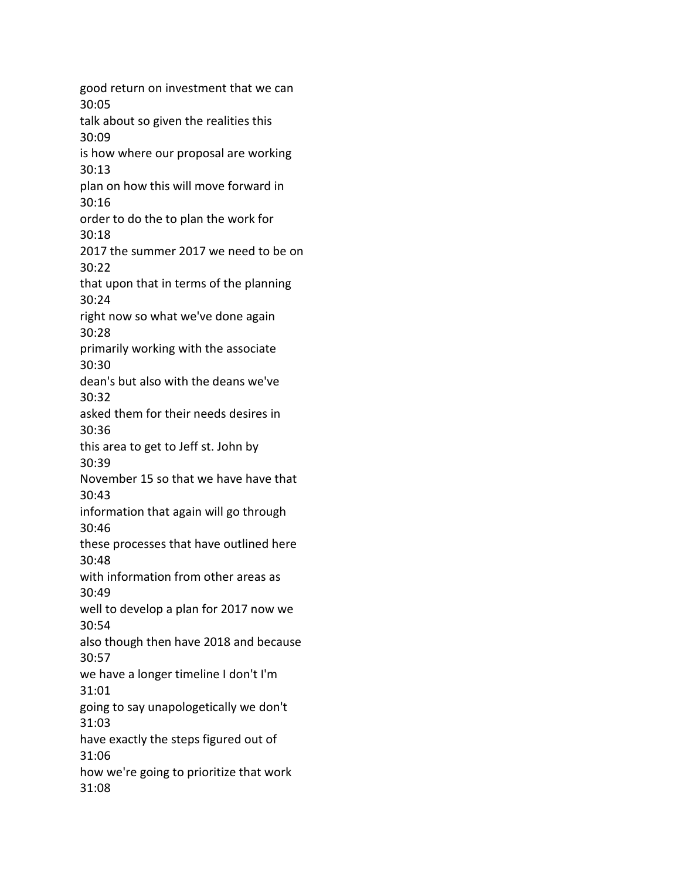good return on investment that we can
30:05
talk about so given the realities this
30:09
is how where our proposal are working
30:13
plan on how this will move forward in
30:16
order to do the to plan the work for
30:18
2017 the summer 2017 we need to be on
30:22
that upon that in terms of the planning
30:24
right now so what we've done again
30:28
primarily working with the associate
30:30
dean's but also with the deans we've
30:32
asked them for their needs desires in
30:36
this area to get to Jeff st. John by
30:39
November 15 so that we have have that
30:43
information that again will go through
30:46
these processes that have outlined here
30:48
with information from other areas as
30:49
well to develop a plan for 2017 now we
30:54
also though then have 2018 and because
30:57
we have a longer timeline I don't I'm
31:01
going to say unapologetically we don't
31:03
have exactly the steps figured out of
31:06
how we're going to prioritize that work
31:08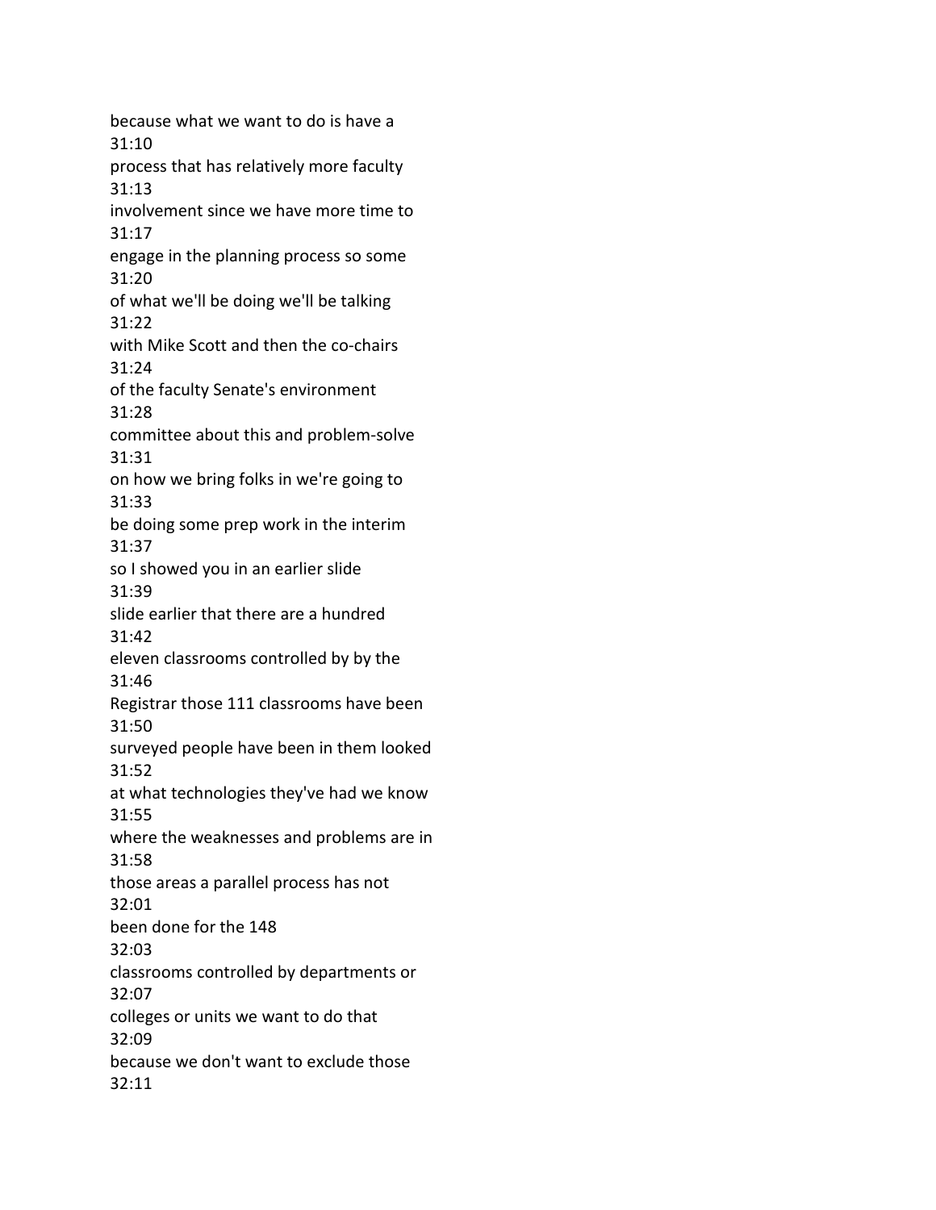because what we want to do is have a
31:10
process that has relatively more faculty
31:13
involvement since we have more time to
31:17
engage in the planning process so some
31:20
of what we'll be doing we'll be talking
31:22
with Mike Scott and then the co-chairs
31:24
of the faculty Senate's environment
31:28
committee about this and problem-solve
31:31
on how we bring folks in we're going to
31:33
be doing some prep work in the interim
31:37
so I showed you in an earlier slide
31:39
slide earlier that there are a hundred
31:42
eleven classrooms controlled by by the
31:46
Registrar those 111 classrooms have been
31:50
surveyed people have been in them looked
31:52
at what technologies they've had we know
31:55
where the weaknesses and problems are in
31:58
those areas a parallel process has not
32:01
been done for the 148
32:03
classrooms controlled by departments or
32:07
colleges or units we want to do that
32:09
because we don't want to exclude those
32:11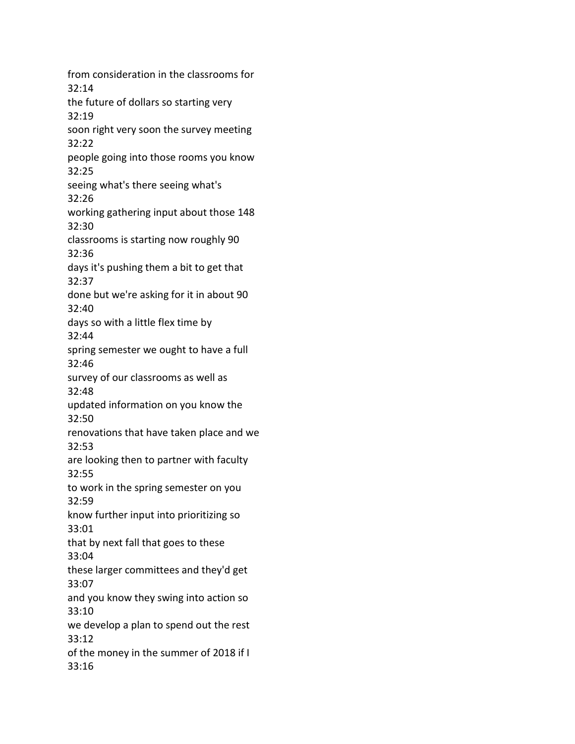from consideration in the classrooms for
32:14
the future of dollars so starting very
32:19
soon right very soon the survey meeting
32:22
people going into those rooms you know
32:25
seeing what's there seeing what's
32:26
working gathering input about those 148
32:30
classrooms is starting now roughly 90
32:36
days it's pushing them a bit to get that
32:37
done but we're asking for it in about 90
32:40
days so with a little flex time by
32:44
spring semester we ought to have a full
32:46
survey of our classrooms as well as
32:48
updated information on you know the
32:50
renovations that have taken place and we
32:53
are looking then to partner with faculty
32:55
to work in the spring semester on you
32:59
know further input into prioritizing so
33:01
that by next fall that goes to these
33:04
these larger committees and they'd get
33:07
and you know they swing into action so
33:10
we develop a plan to spend out the rest
33:12
of the money in the summer of 2018 if I
33:16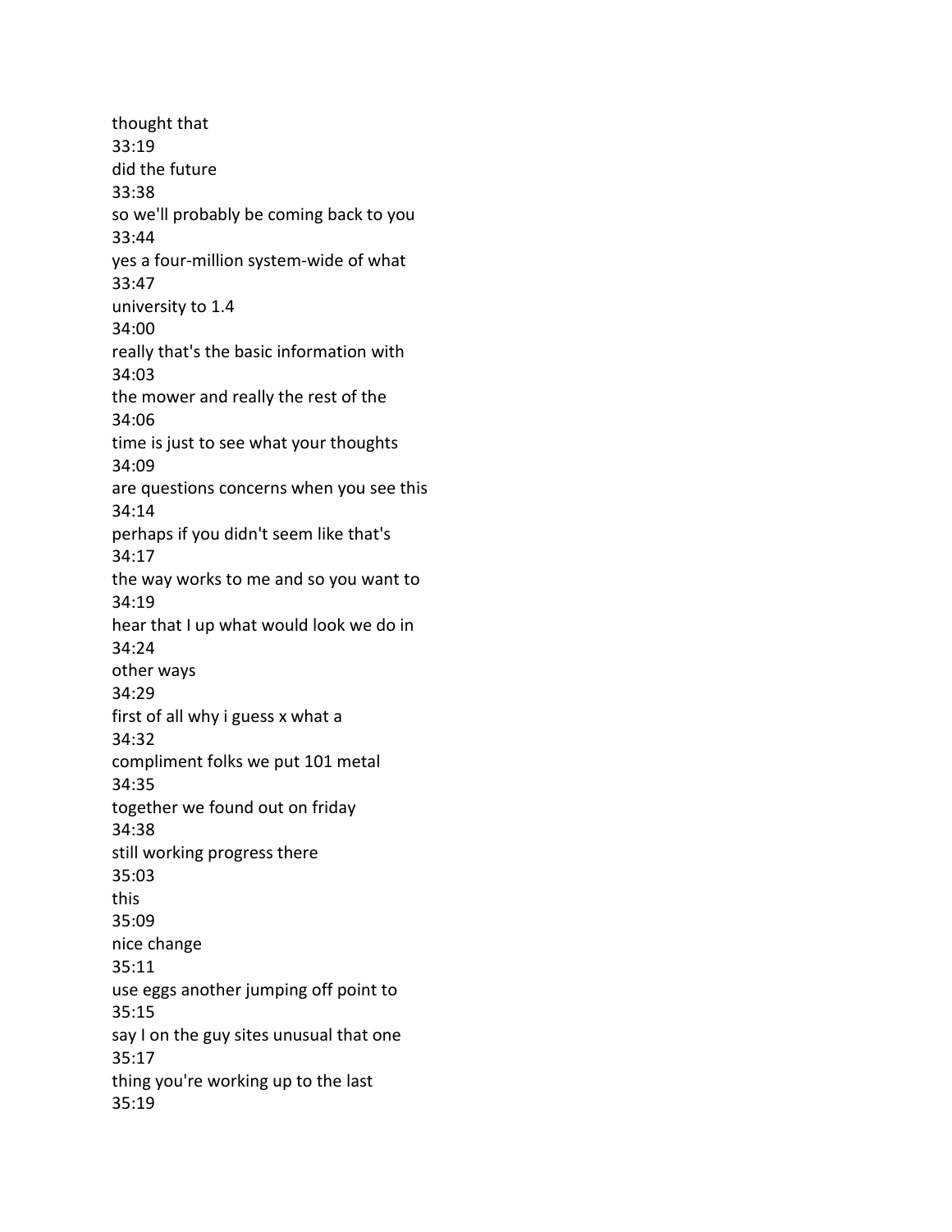thought that
33:19
did the future
33:38
so we'll probably be coming back to you
33:44
yes a four-million system-wide of what
33:47
university to 1.4
34:00
really that's the basic information with
34:03
the mower and really the rest of the
34:06
time is just to see what your thoughts
34:09
are questions concerns when you see this
34:14
perhaps if you didn't seem like that's
34:17
the way works to me and so you want to
34:19
hear that I up what would look we do in
34:24
other ways
34:29
first of all why i guess x what a
34:32
compliment folks we put 101 metal
34:35
together we found out on friday
34:38
still working progress there
35:03
this
35:09
nice change
35:11
use eggs another jumping off point to
35:15
say I on the guy sites unusual that one
35:17
thing you're working up to the last
35:19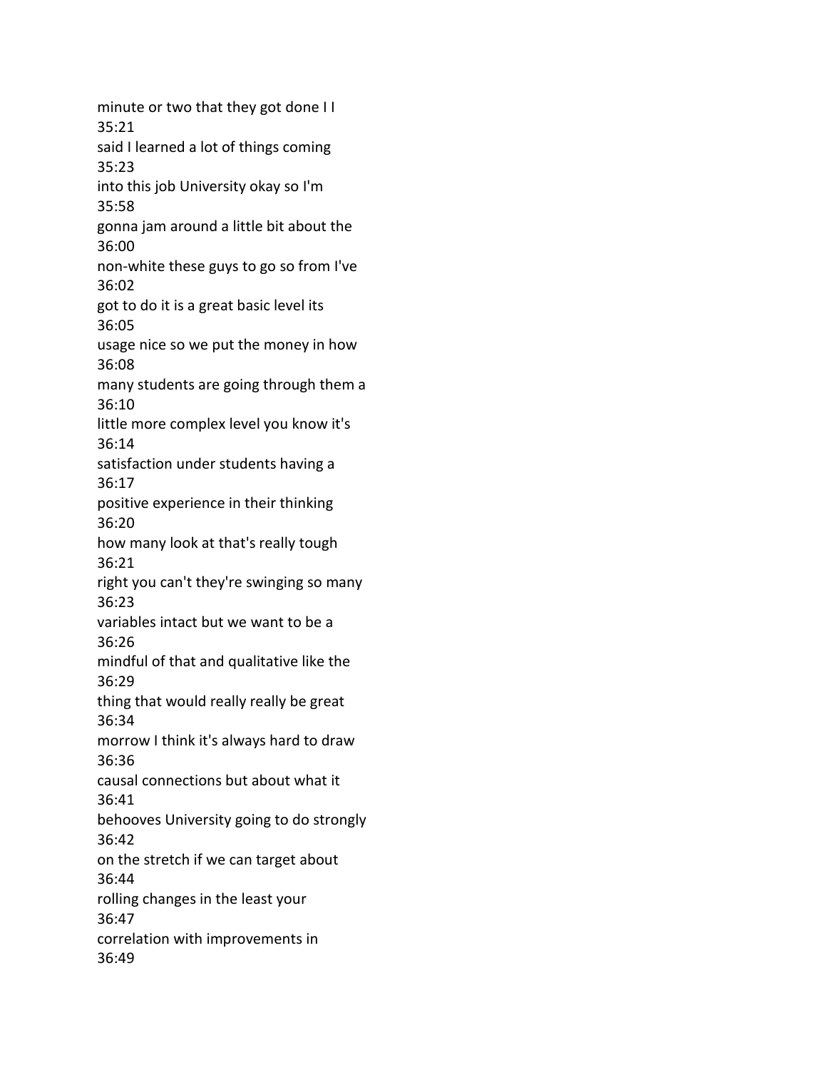minute or two that they got done I I
35:21
said I learned a lot of things coming
35:23
into this job University okay so I'm
35:58
gonna jam around a little bit about the
36:00
non-white these guys to go so from I've
36:02
got to do it is a great basic level its
36:05
usage nice so we put the money in how
36:08
many students are going through them a
36:10
little more complex level you know it's
36:14
satisfaction under students having a
36:17
positive experience in their thinking
36:20
how many look at that's really tough
36:21
right you can't they're swinging so many
36:23
variables intact but we want to be a
36:26
mindful of that and qualitative like the
36:29
thing that would really really be great
36:34
morrow I think it's always hard to draw
36:36
causal connections but about what it
36:41
behooves University going to do strongly
36:42
on the stretch if we can target about
36:44
rolling changes in the least your
36:47
correlation with improvements in
36:49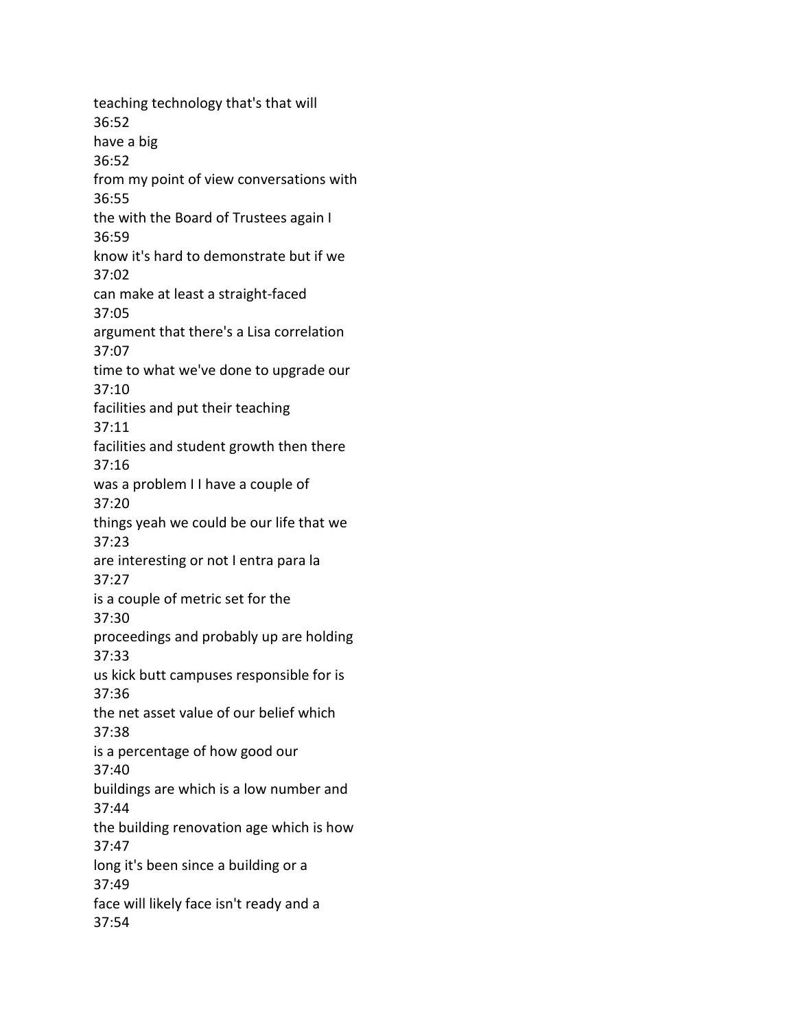teaching technology that's that will
36:52
have a big
36:52
from my point of view conversations with
36:55
the with the Board of Trustees again I
36:59
know it's hard to demonstrate but if we
37:02
can make at least a straight-faced
37:05
argument that there's a Lisa correlation
37:07
time to what we've done to upgrade our
37:10
facilities and put their teaching
37:11
facilities and student growth then there
37:16
was a problem I I have a couple of
37:20
things yeah we could be our life that we
37:23
are interesting or not I entra para la
37:27
is a couple of metric set for the
37:30
proceedings and probably up are holding
37:33
us kick butt campuses responsible for is
37:36
the net asset value of our belief which
37:38
is a percentage of how good our
37:40
buildings are which is a low number and
37:44
the building renovation age which is how
37:47
long it's been since a building or a
37:49
face will likely face isn't ready and a
37:54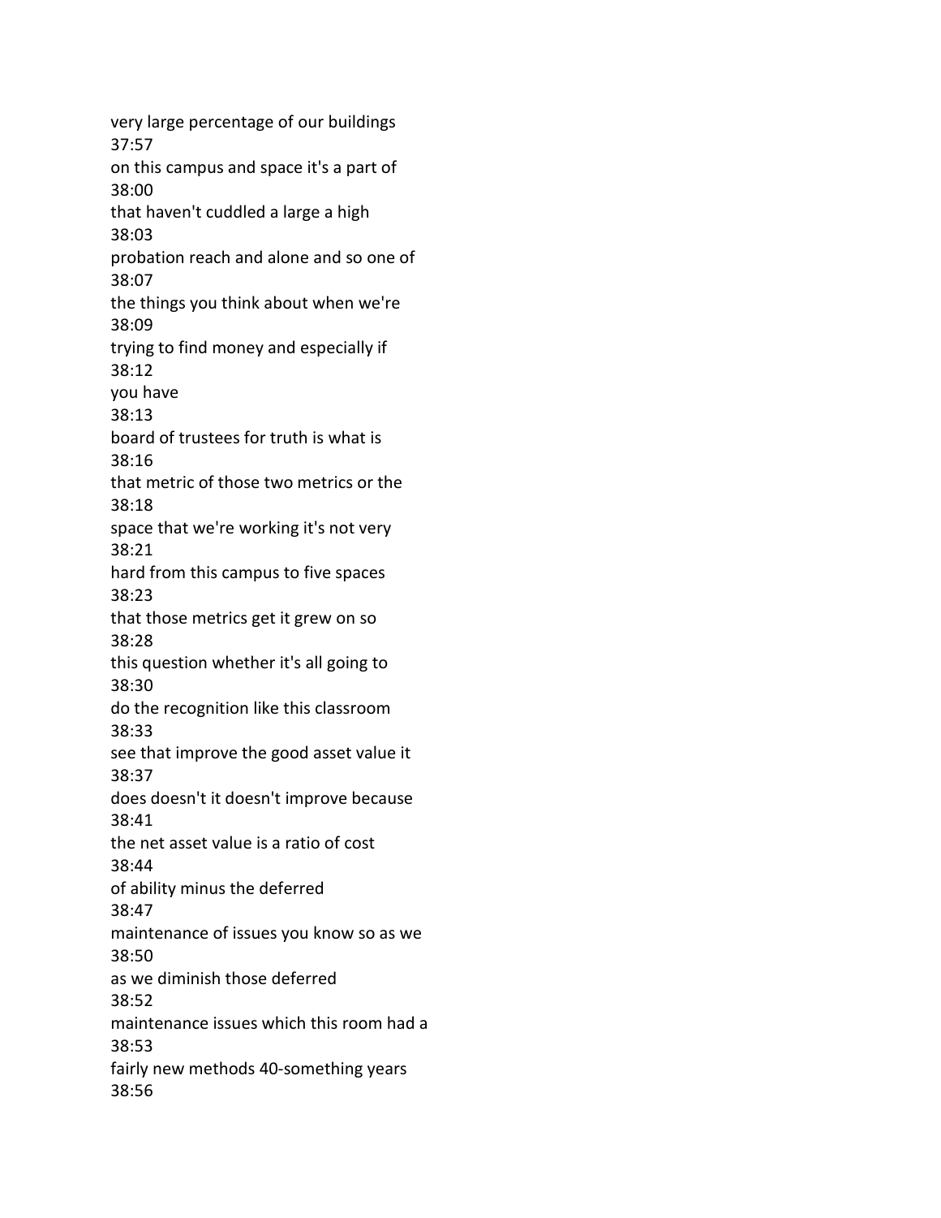very large percentage of our buildings
37:57
on this campus and space it's a part of
38:00
that haven't cuddled a large a high
38:03
probation reach and alone and so one of
38:07
the things you think about when we're
38:09
trying to find money and especially if
38:12
you have
38:13
board of trustees for truth is what is
38:16
that metric of those two metrics or the
38:18
space that we're working it's not very
38:21
hard from this campus to five spaces
38:23
that those metrics get it grew on so
38:28
this question whether it's all going to
38:30
do the recognition like this classroom
38:33
see that improve the good asset value it
38:37
does doesn't it doesn't improve because
38:41
the net asset value is a ratio of cost
38:44
of ability minus the deferred
38:47
maintenance of issues you know so as we
38:50
as we diminish those deferred
38:52
maintenance issues which this room had a
38:53
fairly new methods 40-something years
38:56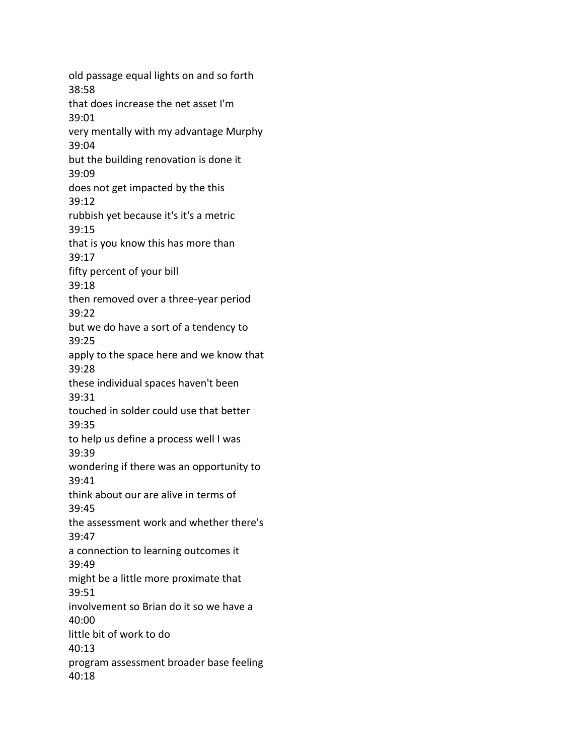old passage equal lights on and so forth
38:58
that does increase the net asset I'm
39:01
very mentally with my advantage Murphy
39:04
but the building renovation is done it
39:09
does not get impacted by the this
39:12
rubbish yet because it's it's a metric
39:15
that is you know this has more than
39:17
fifty percent of your bill
39:18
then removed over a three-year period
39:22
but we do have a sort of a tendency to
39:25
apply to the space here and we know that
39:28
these individual spaces haven't been
39:31
touched in solder could use that better
39:35
to help us define a process well I was
39:39
wondering if there was an opportunity to
39:41
think about our are alive in terms of
39:45
the assessment work and whether there's
39:47
a connection to learning outcomes it
39:49
might be a little more proximate that
39:51
involvement so Brian do it so we have a
40:00
little bit of work to do
40:13
program assessment broader base feeling
40:18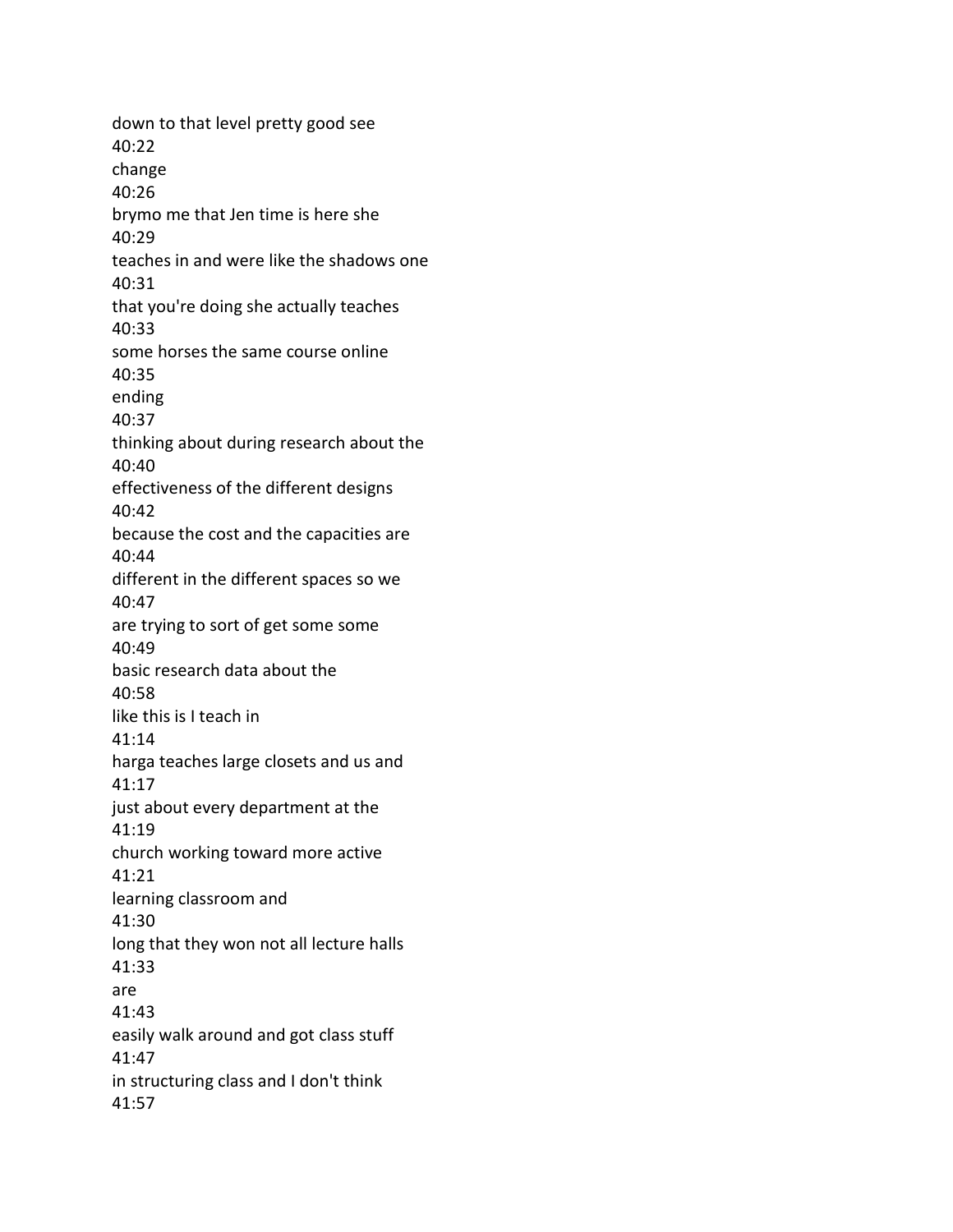down to that level pretty good see
40:22
change
40:26
brymo me that Jen time is here she
40:29
teaches in and were like the shadows one
40:31
that you're doing she actually teaches
40:33
some horses the same course online
40:35
ending
40:37
thinking about during research about the
40:40
effectiveness of the different designs
40:42
because the cost and the capacities are
40:44
different in the different spaces so we
40:47
are trying to sort of get some some
40:49
basic research data about the
40:58
like this is I teach in
41:14
harga teaches large closets and us and
41:17
just about every department at the
41:19
church working toward more active
41:21
learning classroom and
41:30
long that they won not all lecture halls
41:33
are
41:43
easily walk around and got class stuff
41:47
in structuring class and I don't think
41:57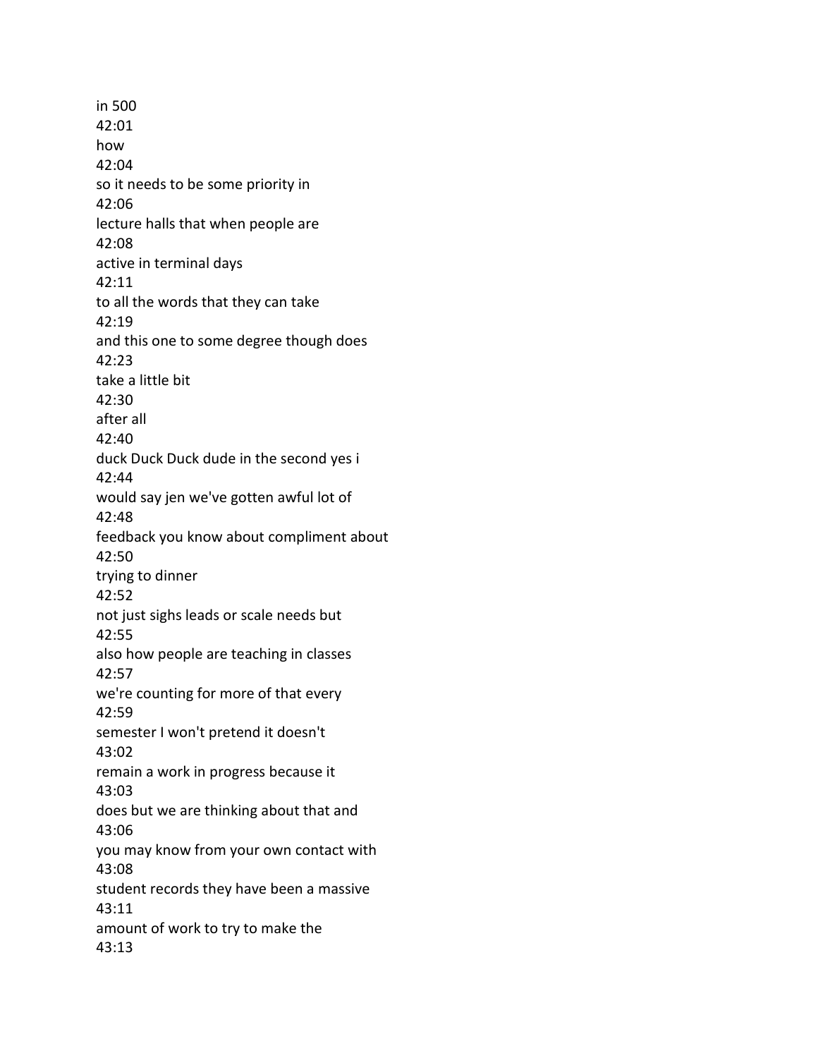in 500
42:01
how
42:04
so it needs to be some priority in
42:06
lecture halls that when people are
42:08
active in terminal days
42:11
to all the words that they can take
42:19
and this one to some degree though does
42:23
take a little bit
42:30
after all
42:40
duck Duck Duck dude in the second yes i
42:44
would say jen we've gotten awful lot of
42:48
feedback you know about compliment about
42:50
trying to dinner
42:52
not just sighs leads or scale needs but
42:55
also how people are teaching in classes
42:57
we're counting for more of that every
42:59
semester I won't pretend it doesn't
43:02
remain a work in progress because it
43:03
does but we are thinking about that and
43:06
you may know from your own contact with
43:08
student records they have been a massive
43:11
amount of work to try to make the
43:13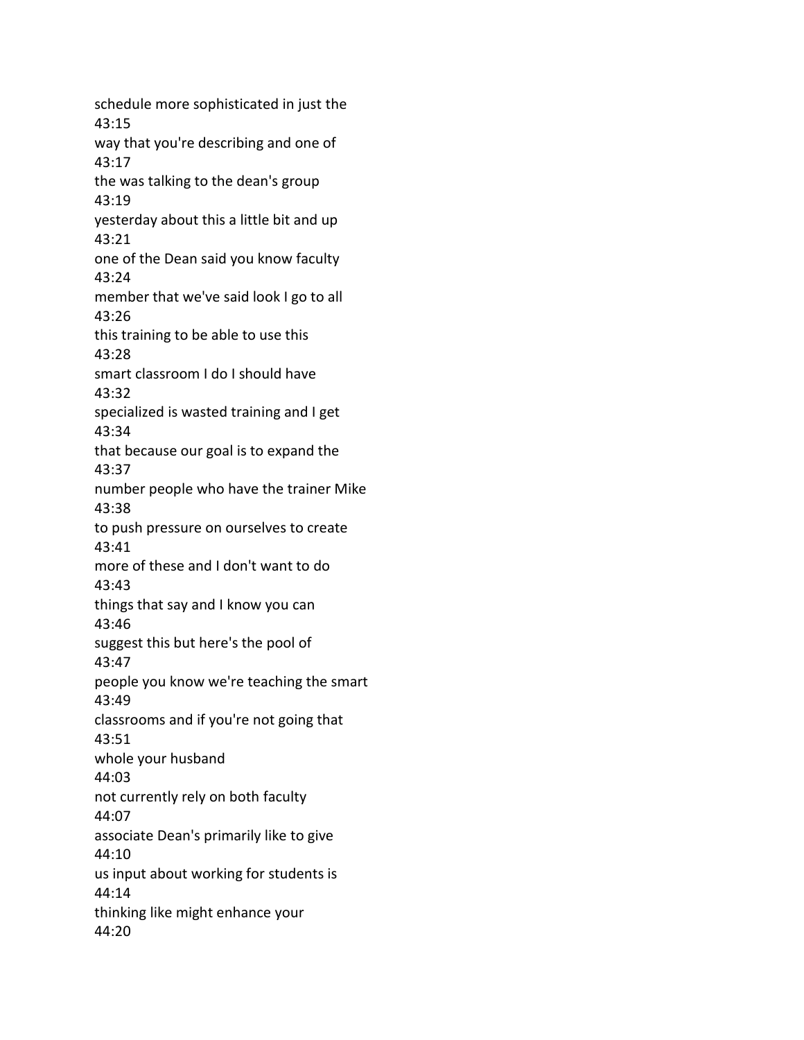schedule more sophisticated in just the
43:15
way that you're describing and one of
43:17
the was talking to the dean's group
43:19
yesterday about this a little bit and up
43:21
one of the Dean said you know faculty
43:24
member that we've said look I go to all
43:26
this training to be able to use this
43:28
smart classroom I do I should have
43:32
specialized is wasted training and I get
43:34
that because our goal is to expand the
43:37
number people who have the trainer Mike
43:38
to push pressure on ourselves to create
43:41
more of these and I don't want to do
43:43
things that say and I know you can
43:46
suggest this but here's the pool of
43:47
people you know we're teaching the smart
43:49
classrooms and if you're not going that
43:51
whole your husband
44:03
not currently rely on both faculty
44:07
associate Dean's primarily like to give
44:10
us input about working for students is
44:14
thinking like might enhance your
44:20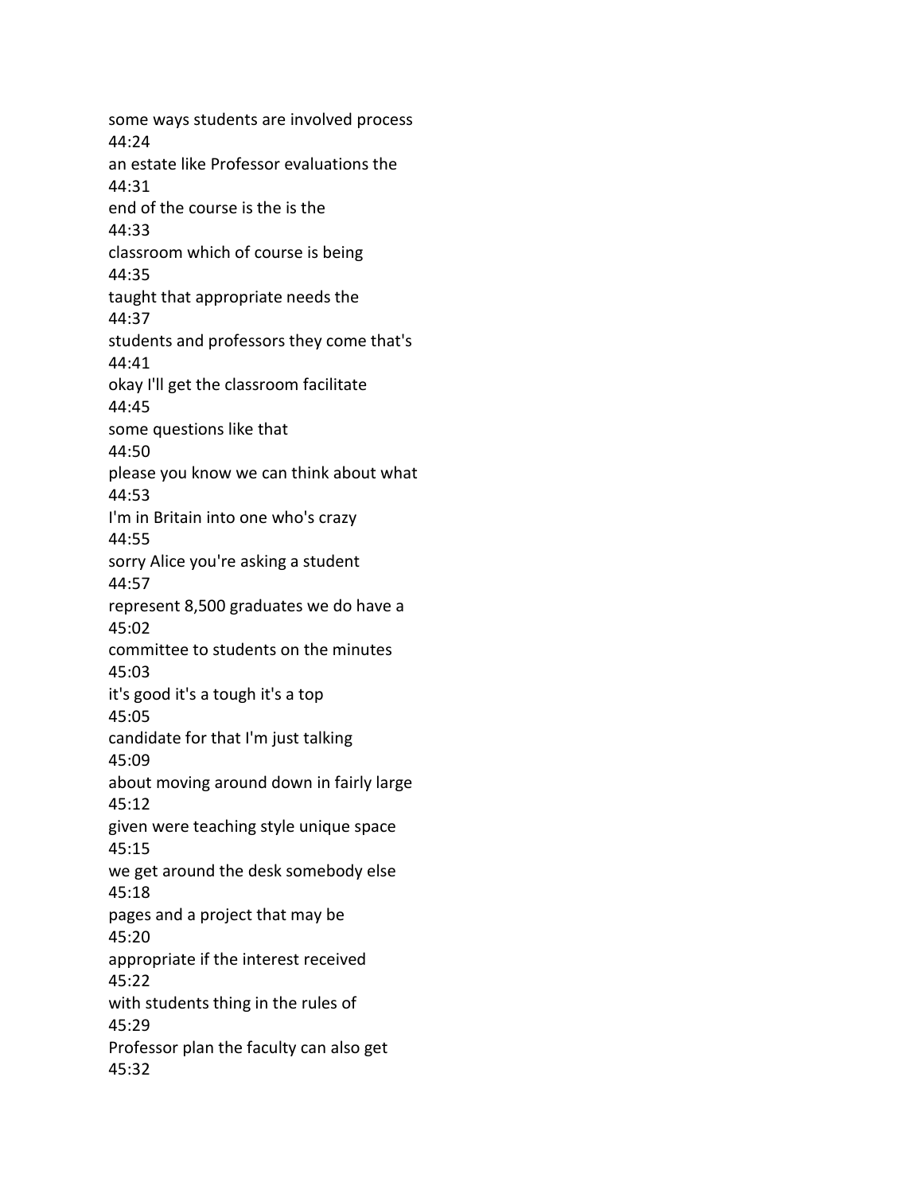some ways students are involved process
44:24
an estate like Professor evaluations the
44:31
end of the course is the is the
44:33
classroom which of course is being
44:35
taught that appropriate needs the
44:37
students and professors they come that's
44:41
okay I'll get the classroom facilitate
44:45
some questions like that
44:50
please you know we can think about what
44:53
I'm in Britain into one who's crazy
44:55
sorry Alice you're asking a student
44:57
represent 8,500 graduates we do have a
45:02
committee to students on the minutes
45:03
it's good it's a tough it's a top
45:05
candidate for that I'm just talking
45:09
about moving around down in fairly large
45:12
given were teaching style unique space
45:15
we get around the desk somebody else
45:18
pages and a project that may be
45:20
appropriate if the interest received
45:22
with students thing in the rules of
45:29
Professor plan the faculty can also get
45:32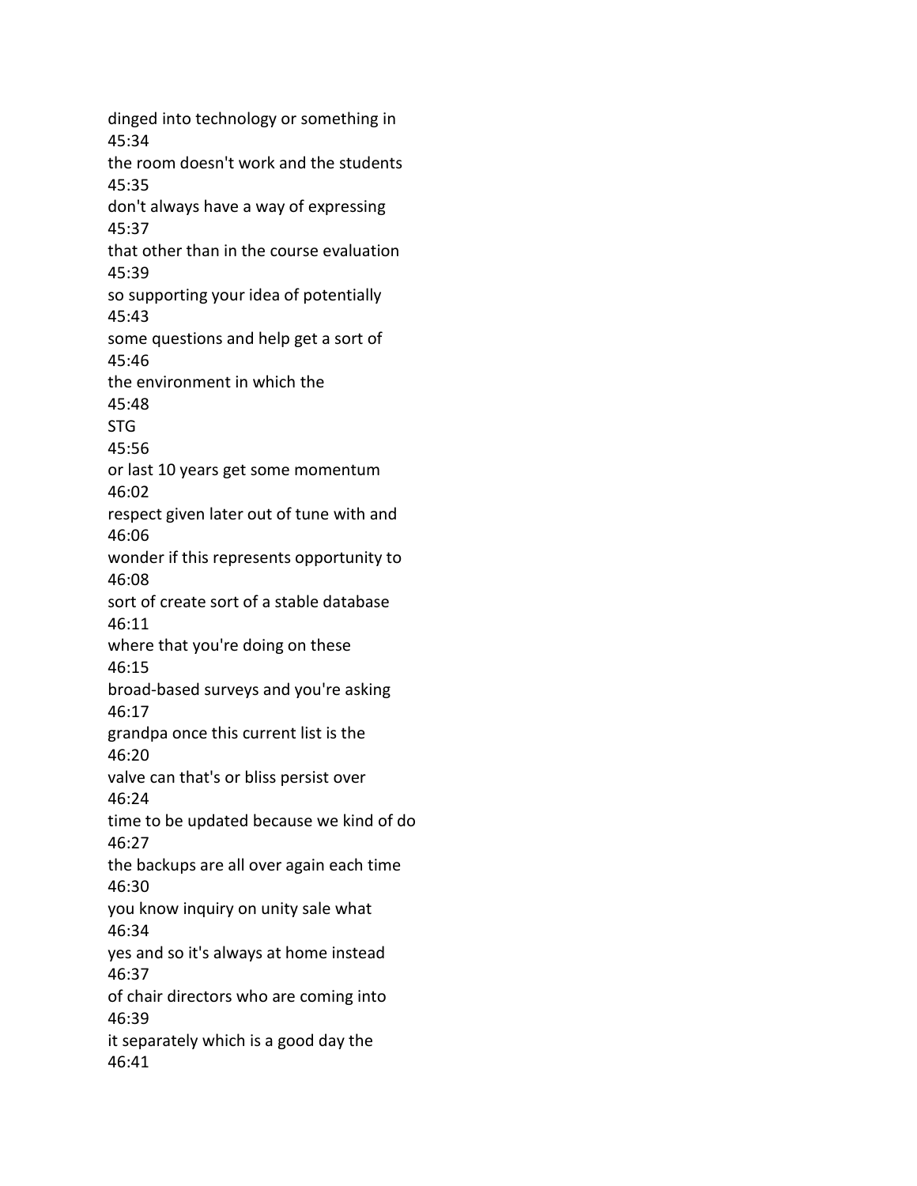dinged into technology or something in
45:34
the room doesn't work and the students
45:35
don't always have a way of expressing
45:37
that other than in the course evaluation
45:39
so supporting your idea of potentially
45:43
some questions and help get a sort of
45:46
the environment in which the
45:48
STG
45:56
or last 10 years get some momentum
46:02
respect given later out of tune with and
46:06
wonder if this represents opportunity to
46:08
sort of create sort of a stable database
46:11
where that you're doing on these
46:15
broad-based surveys and you're asking
46:17
grandpa once this current list is the
46:20
valve can that's or bliss persist over
46:24
time to be updated because we kind of do
46:27
the backups are all over again each time
46:30
you know inquiry on unity sale what
46:34
yes and so it's always at home instead
46:37
of chair directors who are coming into
46:39
it separately which is a good day the
46:41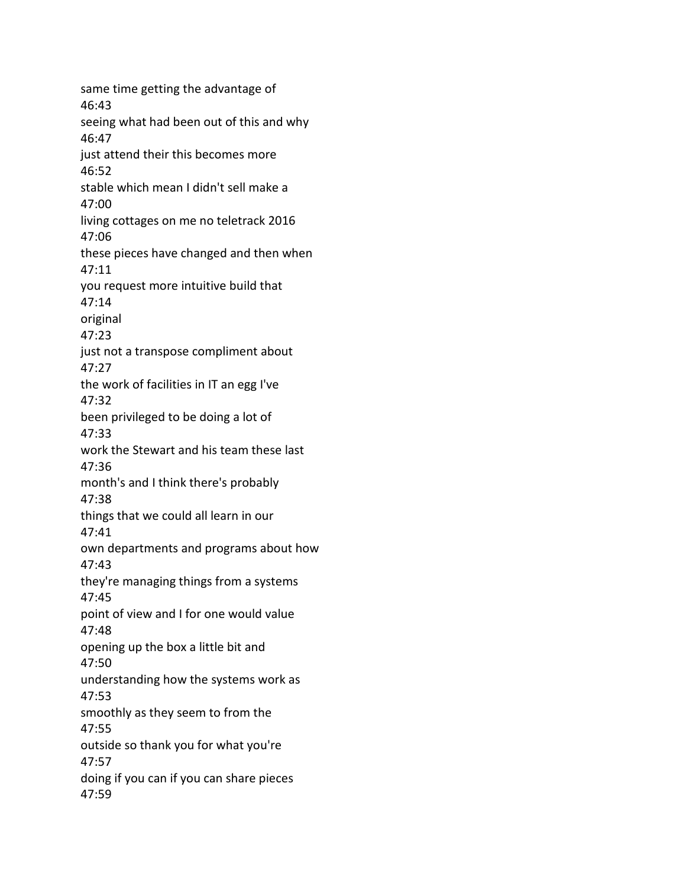same time getting the advantage of
46:43
seeing what had been out of this and why
46:47
just attend their this becomes more
46:52
stable which mean I didn't sell make a
47:00
living cottages on me no teletrack 2016
47:06
these pieces have changed and then when
47:11
you request more intuitive build that
47:14
original
47:23
just not a transpose compliment about
47:27
the work of facilities in IT an egg I've
47:32
been privileged to be doing a lot of
47:33
work the Stewart and his team these last
47:36
month's and I think there's probably
47:38
things that we could all learn in our
47:41
own departments and programs about how
47:43
they're managing things from a systems
47:45
point of view and I for one would value
47:48
opening up the box a little bit and
47:50
understanding how the systems work as
47:53
smoothly as they seem to from the
47:55
outside so thank you for what you're
47:57
doing if you can if you can share pieces
47:59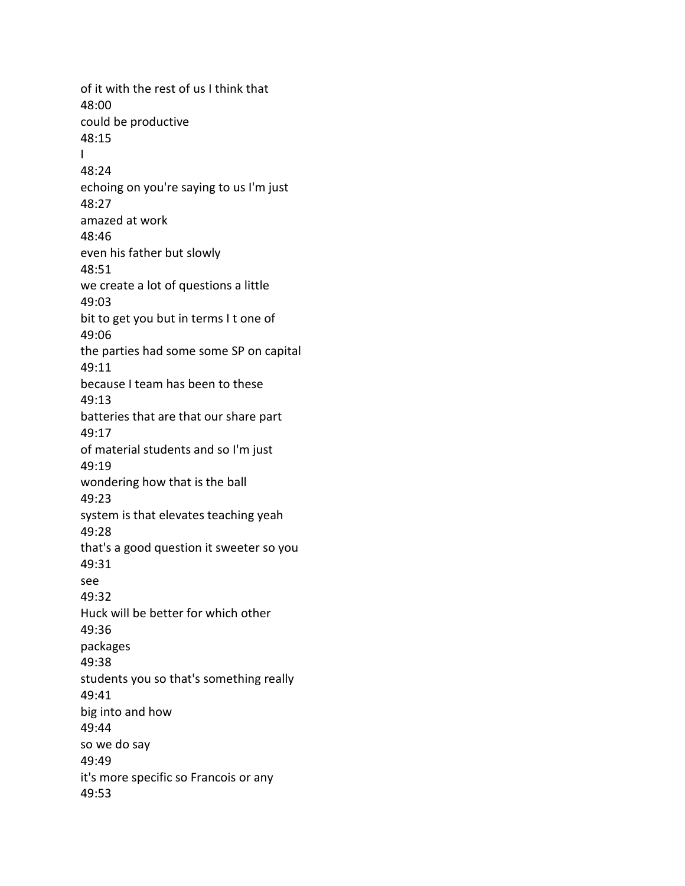of it with the rest of us I think that
48:00
could be productive
48:15
I
48:24
echoing on you're saying to us I'm just
48:27
amazed at work
48:46
even his father but slowly
48:51
we create a lot of questions a little
49:03
bit to get you but in terms I t one of
49:06
the parties had some some SP on capital
49:11
because I team has been to these
49:13
batteries that are that our share part
49:17
of material students and so I'm just
49:19
wondering how that is the ball
49:23
system is that elevates teaching yeah
49:28
that's a good question it sweeter so you
49:31
see
49:32
Huck will be better for which other
49:36
packages
49:38
students you so that's something really
49:41
big into and how
49:44
so we do say
49:49
it's more specific so Francois or any
49:53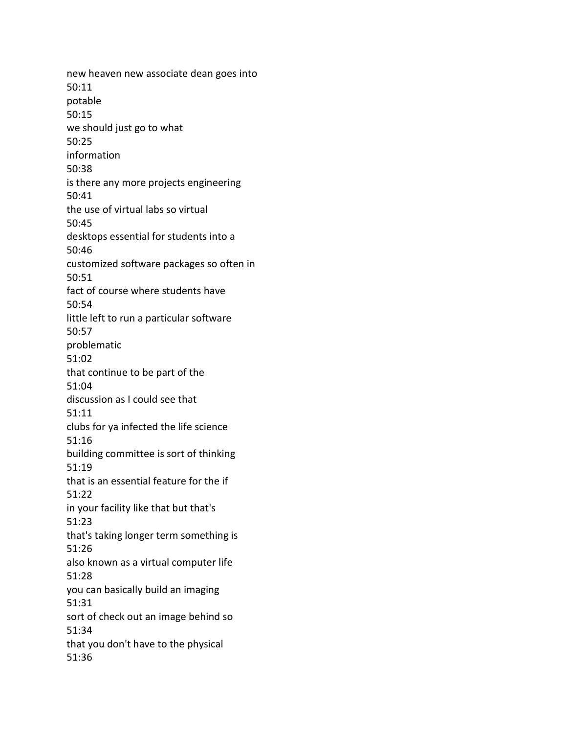new heaven new associate dean goes into
50:11
potable
50:15
we should just go to what
50:25
information
50:38
is there any more projects engineering
50:41
the use of virtual labs so virtual
50:45
desktops essential for students into a
50:46
customized software packages so often in
50:51
fact of course where students have
50:54
little left to run a particular software
50:57
problematic
51:02
that continue to be part of the
51:04
discussion as I could see that
51:11
clubs for ya infected the life science
51:16
building committee is sort of thinking
51:19
that is an essential feature for the if
51:22
in your facility like that but that's
51:23
that's taking longer term something is
51:26
also known as a virtual computer life
51:28
you can basically build an imaging
51:31
sort of check out an image behind so
51:34
that you don't have to the physical
51:36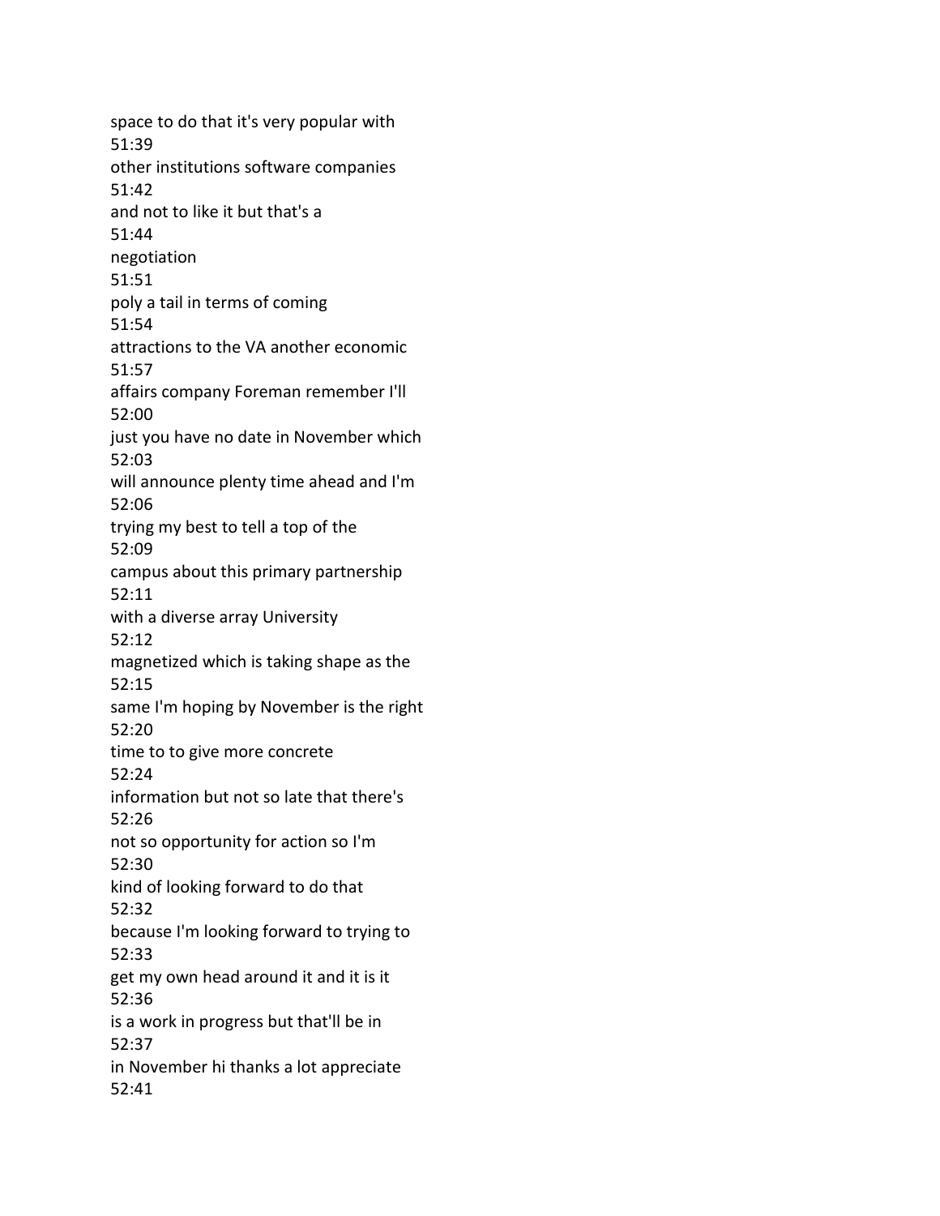space to do that it's very popular with
51:39
other institutions software companies
51:42
and not to like it but that's a
51:44
negotiation
51:51
poly a tail in terms of coming
51:54
attractions to the VA another economic
51:57
affairs company Foreman remember I'll
52:00
just you have no date in November which
52:03
will announce plenty time ahead and I'm
52:06
trying my best to tell a top of the
52:09
campus about this primary partnership
52:11
with a diverse array University
52:12
magnetized which is taking shape as the
52:15
same I'm hoping by November is the right
52:20
time to to give more concrete
52:24
information but not so late that there's
52:26
not so opportunity for action so I'm
52:30
kind of looking forward to do that
52:32
because I'm looking forward to trying to
52:33
get my own head around it and it is it
52:36
is a work in progress but that'll be in
52:37
in November hi thanks a lot appreciate
52:41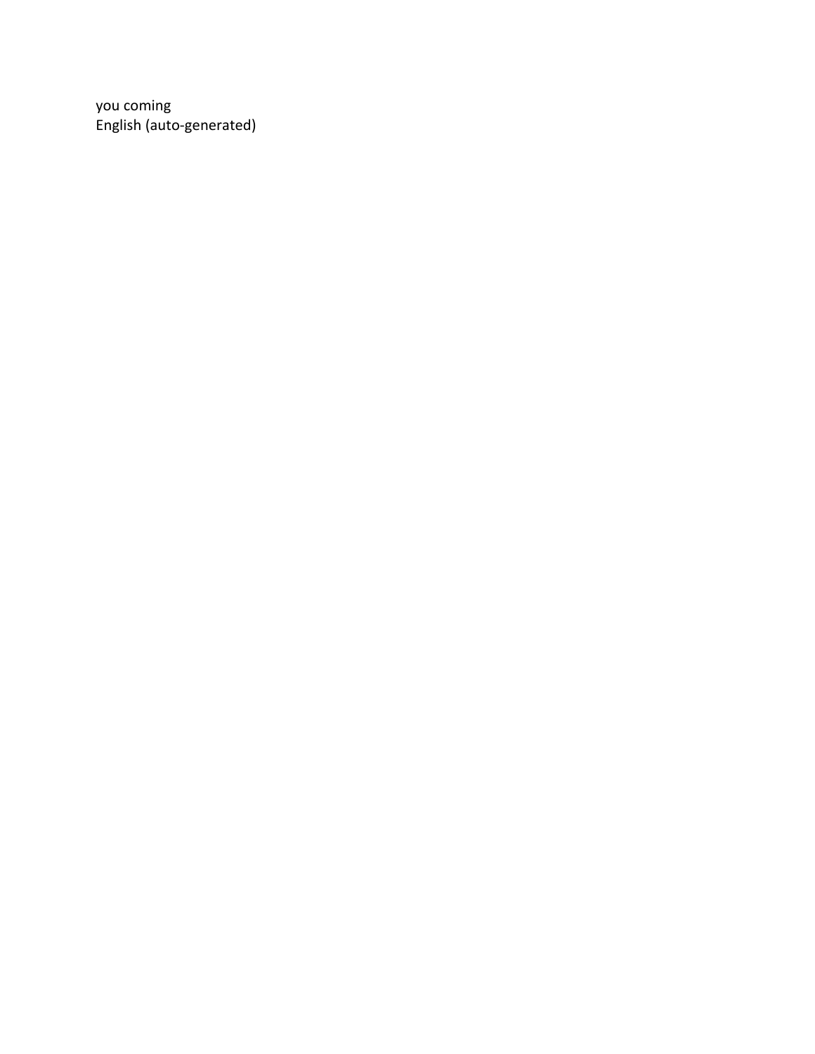you coming
English (auto-generated)